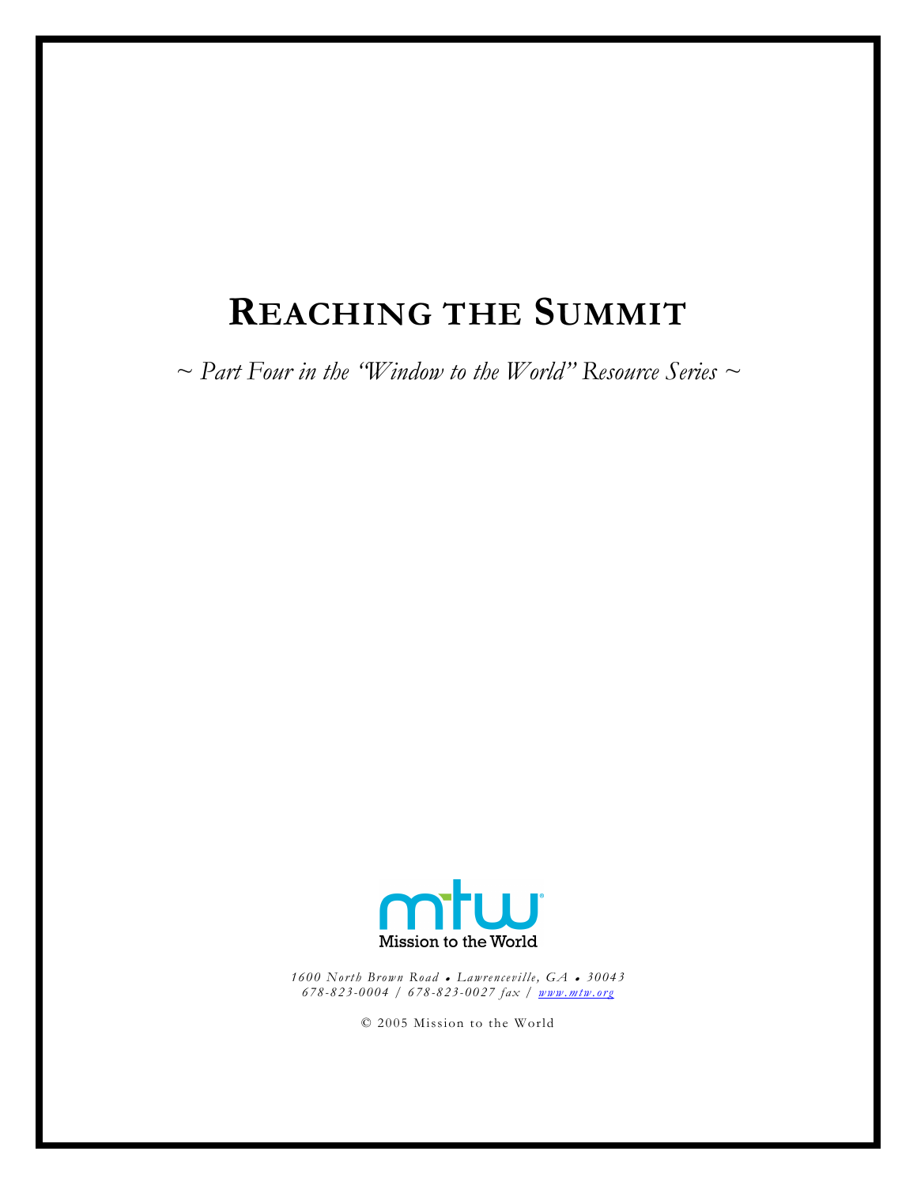# REACHING THE SUMMIT

*~ Part Four in the "Window to the World" Resource Series ~*

Mission to the World

*1600 North Brown Road • Lawrenceville, GA • 30043*
*678-823-0004 / 678-823-0027 fax / www.mtw.org*

© 2005 Mission to the World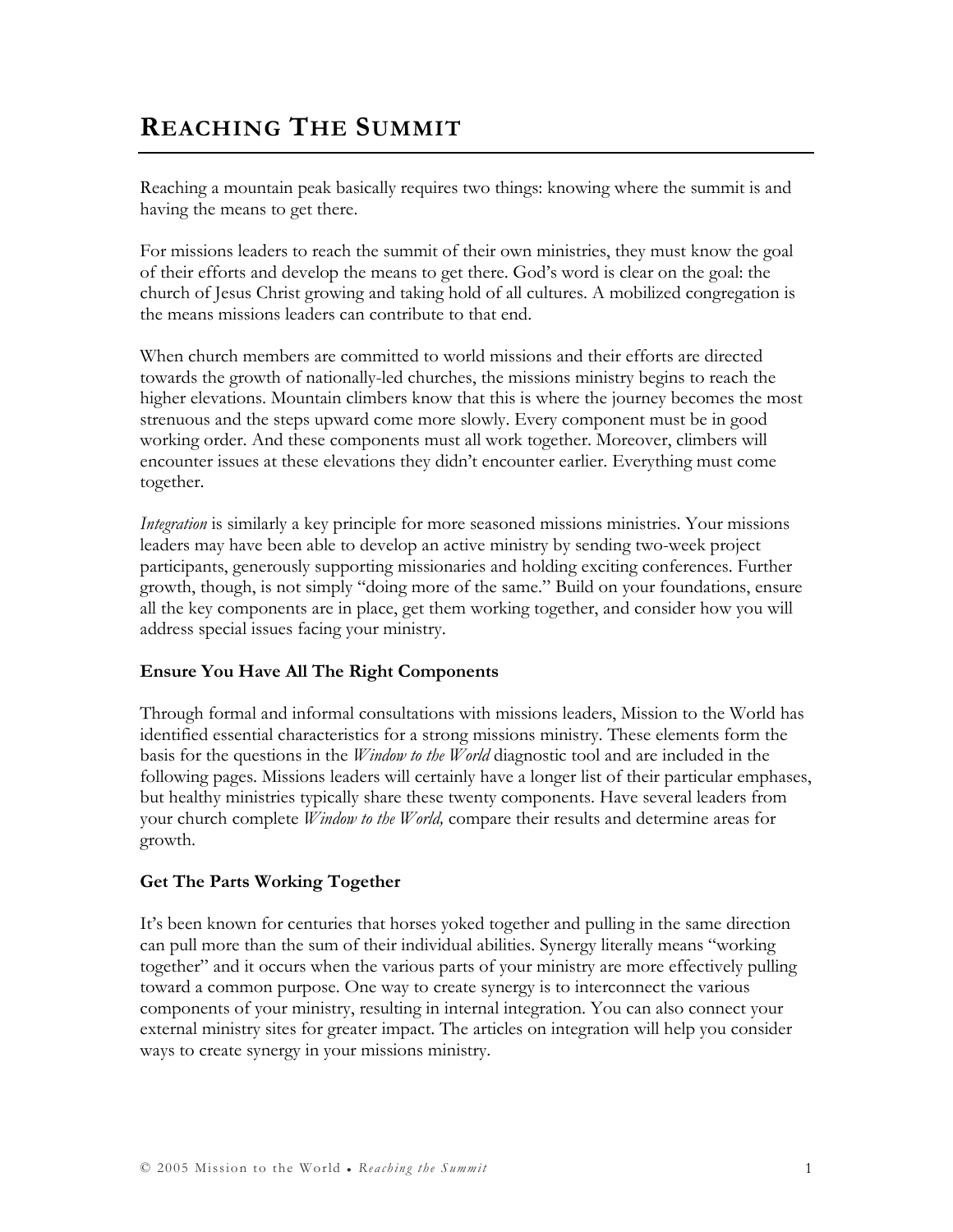# REACHING THE SUMMIT

Reaching a mountain peak basically requires two things: knowing where the summit is and having the means to get there.

For missions leaders to reach the summit of their own ministries, they must know the goal of their efforts and develop the means to get there. God's word is clear on the goal: the church of Jesus Christ growing and taking hold of all cultures. A mobilized congregation is the means missions leaders can contribute to that end.

When church members are committed to world missions and their efforts are directed towards the growth of nationally-led churches, the missions ministry begins to reach the higher elevations. Mountain climbers know that this is where the journey becomes the most strenuous and the steps upward come more slowly. Every component must be in good working order. And these components must all work together. Moreover, climbers will encounter issues at these elevations they didn't encounter earlier. Everything must come together.

*Integration* is similarly a key principle for more seasoned missions ministries. Your missions leaders may have been able to develop an active ministry by sending two-week project participants, generously supporting missionaries and holding exciting conferences. Further growth, though, is not simply "doing more of the same." Build on your foundations, ensure all the key components are in place, get them working together, and consider how you will address special issues facing your ministry.

**Ensure You Have All The Right Components**

Through formal and informal consultations with missions leaders, Mission to the World has identified essential characteristics for a strong missions ministry. These elements form the basis for the questions in the *Window to the World* diagnostic tool and are included in the following pages. Missions leaders will certainly have a longer list of their particular emphases, but healthy ministries typically share these twenty components. Have several leaders from your church complete *Window to the World,* compare their results and determine areas for growth.

**Get The Parts Working Together**

It's been known for centuries that horses yoked together and pulling in the same direction can pull more than the sum of their individual abilities. Synergy literally means "working together" and it occurs when the various parts of your ministry are more effectively pulling toward a common purpose. One way to create synergy is to interconnect the various components of your ministry, resulting in internal integration. You can also connect your external ministry sites for greater impact. The articles on integration will help you consider ways to create synergy in your missions ministry.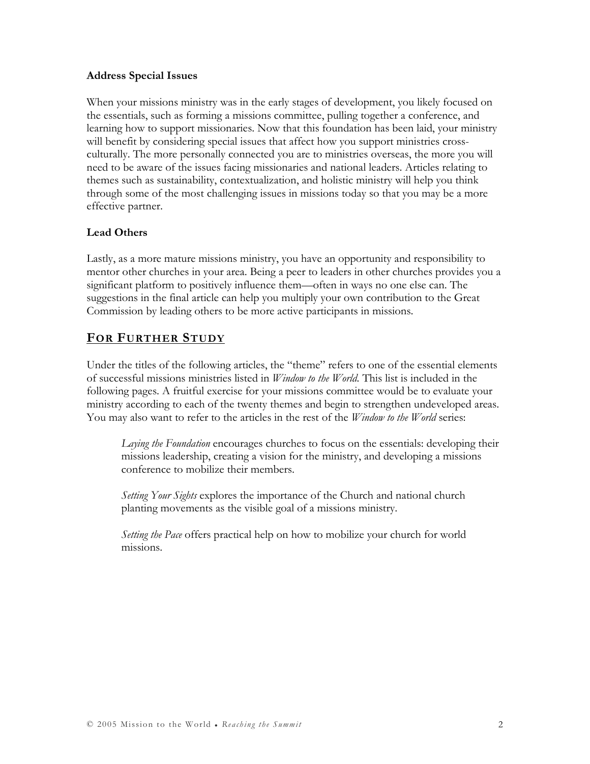### Address Special Issues

When your missions ministry was in the early stages of development, you likely focused on the essentials, such as forming a missions committee, pulling together a conference, and learning how to support missionaries. Now that this foundation has been laid, your ministry will benefit by considering special issues that affect how you support ministries cross-culturally. The more personally connected you are to ministries overseas, the more you will need to be aware of the issues facing missionaries and national leaders. Articles relating to themes such as sustainability, contextualization, and holistic ministry will help you think through some of the most challenging issues in missions today so that you may be a more effective partner.

### Lead Others

Lastly, as a more mature missions ministry, you have an opportunity and responsibility to mentor other churches in your area. Being a peer to leaders in other churches provides you a significant platform to positively influence them—often in ways no one else can. The suggestions in the final article can help you multiply your own contribution to the Great Commission by leading others to be more active participants in missions.

## FOR FURTHER STUDY

Under the titles of the following articles, the "theme" refers to one of the essential elements of successful missions ministries listed in *Window to the World*. This list is included in the following pages. A fruitful exercise for your missions committee would be to evaluate your ministry according to each of the twenty themes and begin to strengthen undeveloped areas. You may also want to refer to the articles in the rest of the *Window to the World* series:

> *Laying the Foundation* encourages churches to focus on the essentials: developing their missions leadership, creating a vision for the ministry, and developing a missions conference to mobilize their members.
>
> *Setting Your Sights* explores the importance of the Church and national church planting movements as the visible goal of a missions ministry.
>
> *Setting the Pace* offers practical help on how to mobilize your church for world missions.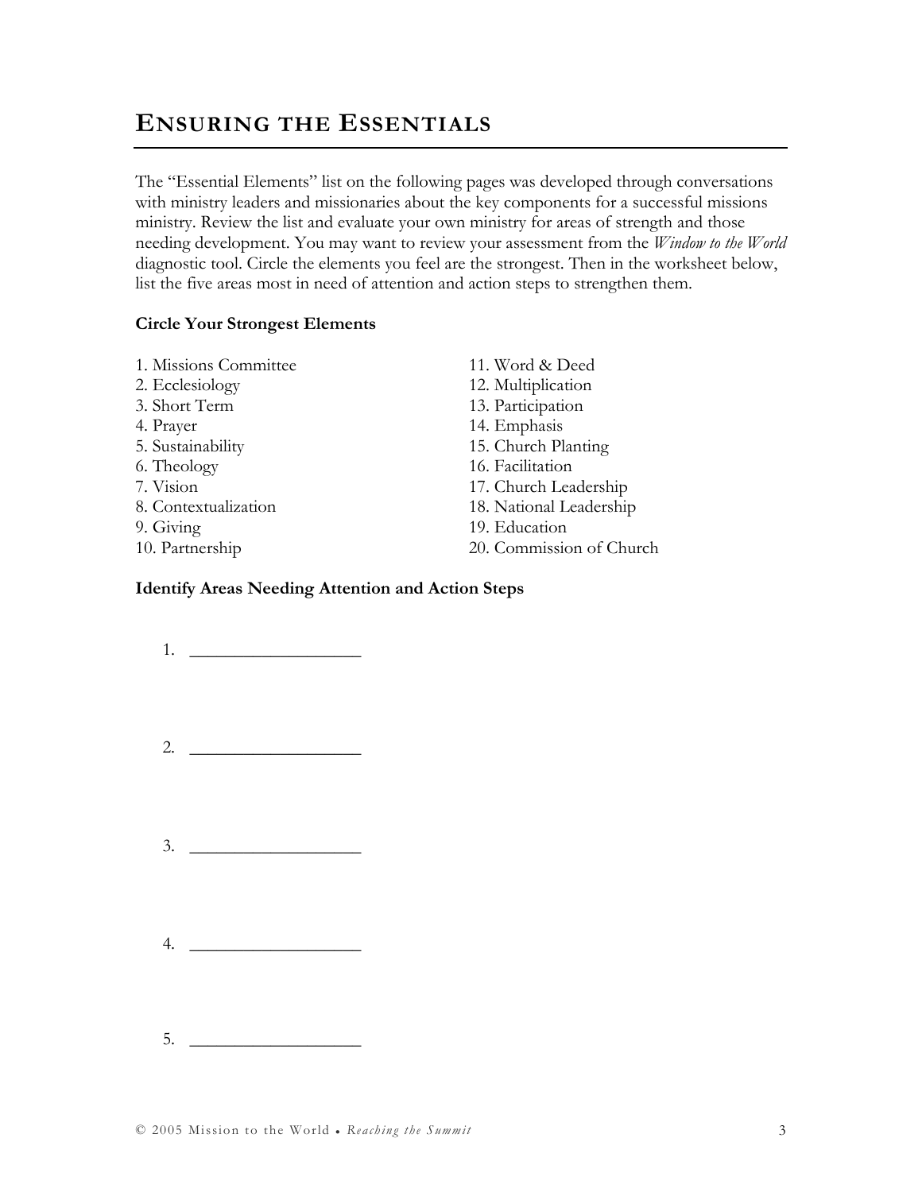# Ensuring the Essentials

The "Essential Elements" list on the following pages was developed through conversations with ministry leaders and missionaries about the key components for a successful missions ministry. Review the list and evaluate your own ministry for areas of strength and those needing development. You may want to review your assessment from the *Window to the World* diagnostic tool. Circle the elements you feel are the strongest. Then in the worksheet below, list the five areas most in need of attention and action steps to strengthen them.

**Circle Your Strongest Elements**

1. Missions Committee
2. Ecclesiology
3. Short Term
4. Prayer
5. Sustainability
6. Theology
7. Vision
8. Contextualization
9. Giving
10. Partnership
11. Word & Deed
12. Multiplication
13. Participation
14. Emphasis
15. Church Planting
16. Facilitation
17. Church Leadership
18. National Leadership
19. Education
20. Commission of Church

**Identify Areas Needing Attention and Action Steps**

1. ___________________

2. ___________________

3. ___________________

4. ___________________

5. ___________________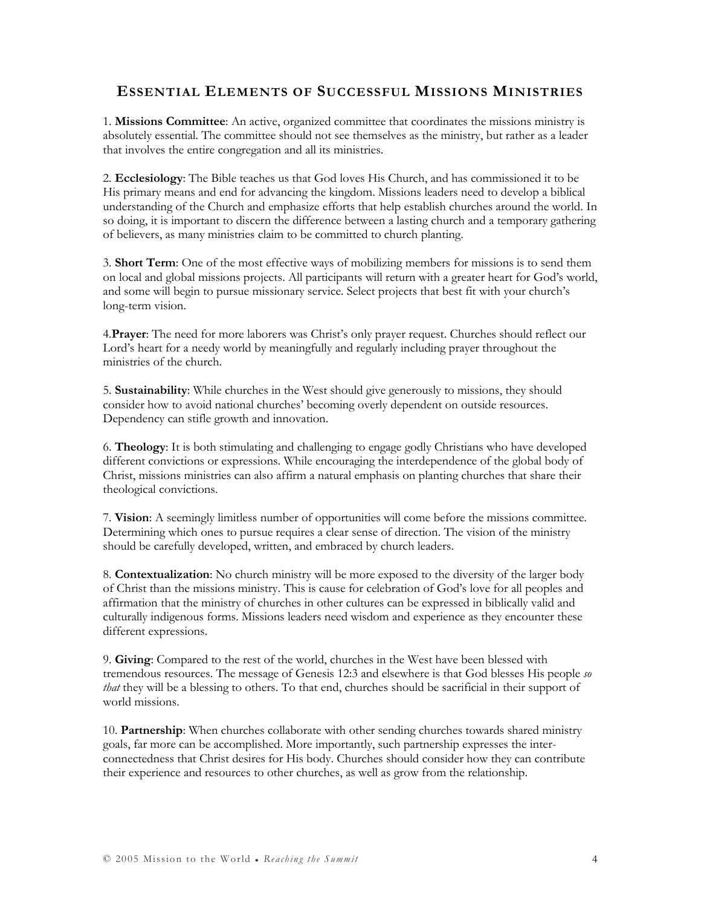## ESSENTIAL ELEMENTS OF SUCCESSFUL MISSIONS MINISTRIES

1. **Missions Committee**: An active, organized committee that coordinates the missions ministry is absolutely essential. The committee should not see themselves as the ministry, but rather as a leader that involves the entire congregation and all its ministries.

2. **Ecclesiology**: The Bible teaches us that God loves His Church, and has commissioned it to be His primary means and end for advancing the kingdom. Missions leaders need to develop a biblical understanding of the Church and emphasize efforts that help establish churches around the world. In so doing, it is important to discern the difference between a lasting church and a temporary gathering of believers, as many ministries claim to be committed to church planting.

3. **Short Term**: One of the most effective ways of mobilizing members for missions is to send them on local and global missions projects. All participants will return with a greater heart for God's world, and some will begin to pursue missionary service. Select projects that best fit with your church's long-term vision.

4.**Prayer**: The need for more laborers was Christ's only prayer request. Churches should reflect our Lord's heart for a needy world by meaningfully and regularly including prayer throughout the ministries of the church.

5. **Sustainability**: While churches in the West should give generously to missions, they should consider how to avoid national churches' becoming overly dependent on outside resources. Dependency can stifle growth and innovation.

6. **Theology**: It is both stimulating and challenging to engage godly Christians who have developed different convictions or expressions. While encouraging the interdependence of the global body of Christ, missions ministries can also affirm a natural emphasis on planting churches that share their theological convictions.

7. **Vision**: A seemingly limitless number of opportunities will come before the missions committee. Determining which ones to pursue requires a clear sense of direction. The vision of the ministry should be carefully developed, written, and embraced by church leaders.

8. **Contextualization**: No church ministry will be more exposed to the diversity of the larger body of Christ than the missions ministry. This is cause for celebration of God's love for all peoples and affirmation that the ministry of churches in other cultures can be expressed in biblically valid and culturally indigenous forms. Missions leaders need wisdom and experience as they encounter these different expressions.

9. **Giving**: Compared to the rest of the world, churches in the West have been blessed with tremendous resources. The message of Genesis 12:3 and elsewhere is that God blesses His people *so that* they will be a blessing to others. To that end, churches should be sacrificial in their support of world missions.

10. **Partnership**: When churches collaborate with other sending churches towards shared ministry goals, far more can be accomplished. More importantly, such partnership expresses the inter-connectedness that Christ desires for His body. Churches should consider how they can contribute their experience and resources to other churches, as well as grow from the relationship.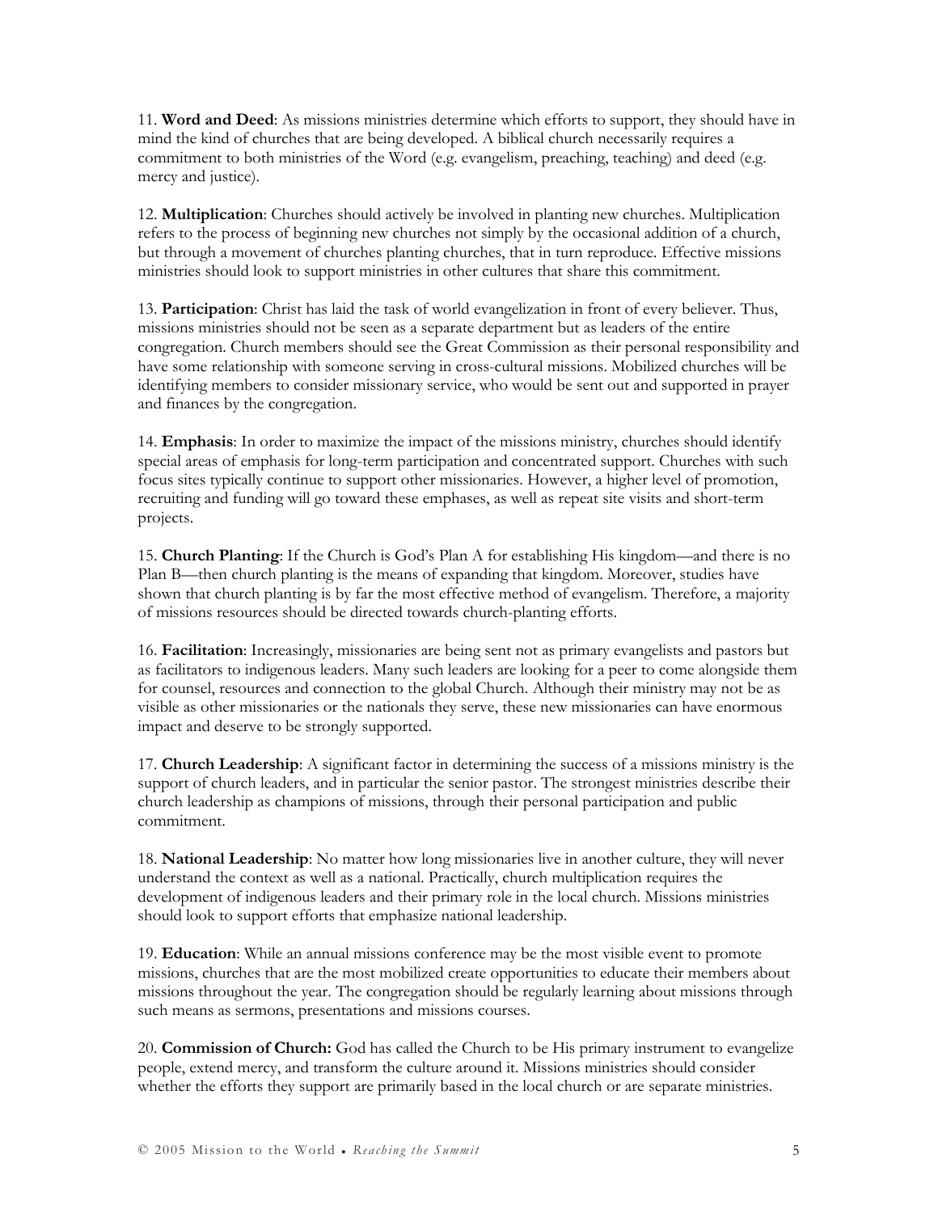11. **Word and Deed**: As missions ministries determine which efforts to support, they should have in mind the kind of churches that are being developed. A biblical church necessarily requires a commitment to both ministries of the Word (e.g. evangelism, preaching, teaching) and deed (e.g. mercy and justice).

12. **Multiplication**: Churches should actively be involved in planting new churches. Multiplication refers to the process of beginning new churches not simply by the occasional addition of a church, but through a movement of churches planting churches, that in turn reproduce. Effective missions ministries should look to support ministries in other cultures that share this commitment.

13. **Participation**: Christ has laid the task of world evangelization in front of every believer. Thus, missions ministries should not be seen as a separate department but as leaders of the entire congregation. Church members should see the Great Commission as their personal responsibility and have some relationship with someone serving in cross-cultural missions. Mobilized churches will be identifying members to consider missionary service, who would be sent out and supported in prayer and finances by the congregation.

14. **Emphasis**: In order to maximize the impact of the missions ministry, churches should identify special areas of emphasis for long-term participation and concentrated support. Churches with such focus sites typically continue to support other missionaries. However, a higher level of promotion, recruiting and funding will go toward these emphases, as well as repeat site visits and short-term projects.

15. **Church Planting**: If the Church is God's Plan A for establishing His kingdom—and there is no Plan B—then church planting is the means of expanding that kingdom. Moreover, studies have shown that church planting is by far the most effective method of evangelism. Therefore, a majority of missions resources should be directed towards church-planting efforts.

16. **Facilitation**: Increasingly, missionaries are being sent not as primary evangelists and pastors but as facilitators to indigenous leaders. Many such leaders are looking for a peer to come alongside them for counsel, resources and connection to the global Church. Although their ministry may not be as visible as other missionaries or the nationals they serve, these new missionaries can have enormous impact and deserve to be strongly supported.

17. **Church Leadership**: A significant factor in determining the success of a missions ministry is the support of church leaders, and in particular the senior pastor. The strongest ministries describe their church leadership as champions of missions, through their personal participation and public commitment.

18. **National Leadership**: No matter how long missionaries live in another culture, they will never understand the context as well as a national. Practically, church multiplication requires the development of indigenous leaders and their primary role in the local church. Missions ministries should look to support efforts that emphasize national leadership.

19. **Education**: While an annual missions conference may be the most visible event to promote missions, churches that are the most mobilized create opportunities to educate their members about missions throughout the year. The congregation should be regularly learning about missions through such means as sermons, presentations and missions courses.

20. **Commission of Church:** God has called the Church to be His primary instrument to evangelize people, extend mercy, and transform the culture around it. Missions ministries should consider whether the efforts they support are primarily based in the local church or are separate ministries.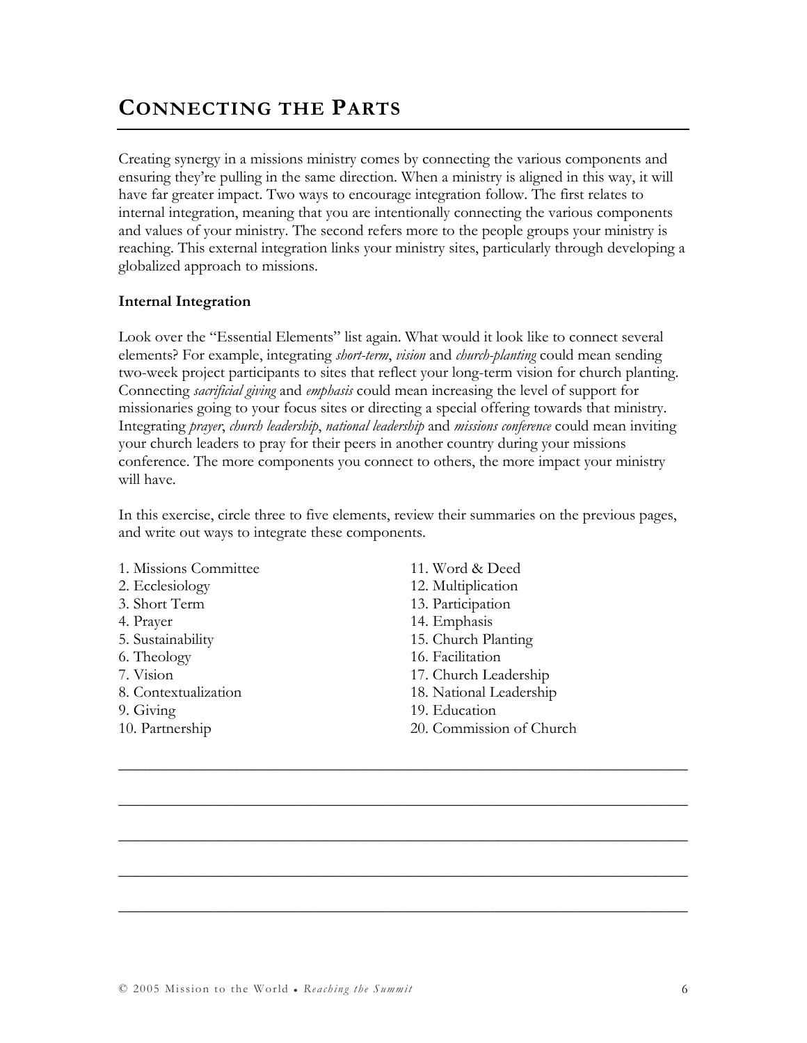# Connecting the Parts

Creating synergy in a missions ministry comes by connecting the various components and ensuring they're pulling in the same direction. When a ministry is aligned in this way, it will have far greater impact. Two ways to encourage integration follow. The first relates to internal integration, meaning that you are intentionally connecting the various components and values of your ministry. The second refers more to the people groups your ministry is reaching. This external integration links your ministry sites, particularly through developing a globalized approach to missions.

**Internal Integration**

Look over the "Essential Elements" list again. What would it look like to connect several elements? For example, integrating *short-term*, *vision* and *church-planting* could mean sending two-week project participants to sites that reflect your long-term vision for church planting. Connecting *sacrificial giving* and *emphasis* could mean increasing the level of support for missionaries going to your focus sites or directing a special offering towards that ministry. Integrating *prayer*, *church leadership*, *national leadership* and *missions conference* could mean inviting your church leaders to pray for their peers in another country during your missions conference. The more components you connect to others, the more impact your ministry will have.

In this exercise, circle three to five elements, review their summaries on the previous pages, and write out ways to integrate these components.

1. Missions Committee
2. Ecclesiology
3. Short Term
4. Prayer
5. Sustainability
6. Theology
7. Vision
8. Contextualization
9. Giving
10. Partnership
11. Word & Deed
12. Multiplication
13. Participation
14. Emphasis
15. Church Planting
16. Facilitation
17. Church Leadership
18. National Leadership
19. Education
20. Commission of Church

_______________________________________________________________________

_______________________________________________________________________

_______________________________________________________________________

_______________________________________________________________________

_______________________________________________________________________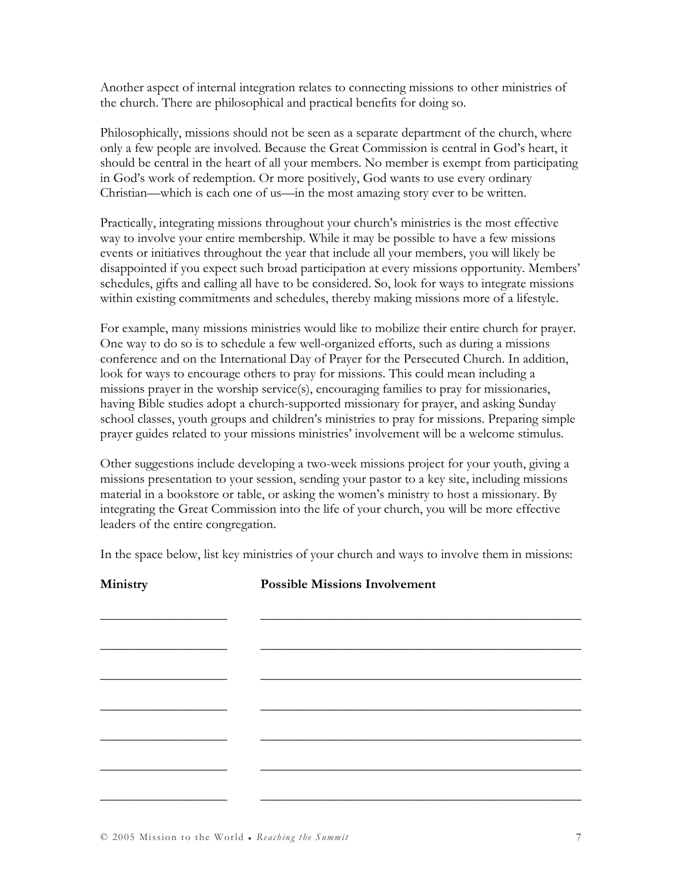Another aspect of internal integration relates to connecting missions to other ministries of the church. There are philosophical and practical benefits for doing so.

Philosophically, missions should not be seen as a separate department of the church, where only a few people are involved. Because the Great Commission is central in God's heart, it should be central in the heart of all your members. No member is exempt from participating in God's work of redemption. Or more positively, God wants to use every ordinary Christian—which is each one of us—in the most amazing story ever to be written.

Practically, integrating missions throughout your church's ministries is the most effective way to involve your entire membership. While it may be possible to have a few missions events or initiatives throughout the year that include all your members, you will likely be disappointed if you expect such broad participation at every missions opportunity. Members' schedules, gifts and calling all have to be considered. So, look for ways to integrate missions within existing commitments and schedules, thereby making missions more of a lifestyle.

For example, many missions ministries would like to mobilize their entire church for prayer. One way to do so is to schedule a few well-organized efforts, such as during a missions conference and on the International Day of Prayer for the Persecuted Church. In addition, look for ways to encourage others to pray for missions. This could mean including a missions prayer in the worship service(s), encouraging families to pray for missionaries, having Bible studies adopt a church-supported missionary for prayer, and asking Sunday school classes, youth groups and children's ministries to pray for missions. Preparing simple prayer guides related to your missions ministries' involvement will be a welcome stimulus.

Other suggestions include developing a two-week missions project for your youth, giving a missions presentation to your session, sending your pastor to a key site, including missions material in a bookstore or table, or asking the women's ministry to host a missionary. By integrating the Great Commission into the life of your church, you will be more effective leaders of the entire congregation.

In the space below, list key ministries of your church and ways to involve them in missions:

| **Ministry** | **Possible Missions Involvement** |
|---|---|
| ___________________ | ________________________________________________ |
| ___________________ | ________________________________________________ |
| ___________________ | ________________________________________________ |
| ___________________ | ________________________________________________ |
| ___________________ | ________________________________________________ |
| ___________________ | ________________________________________________ |
| ___________________ | ________________________________________________ |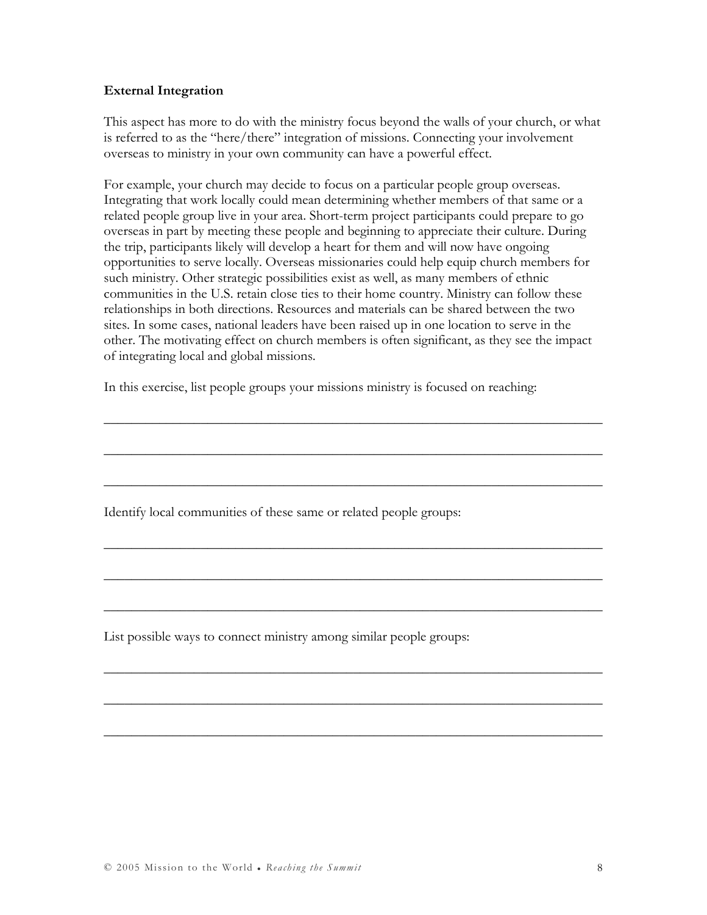**External Integration**

This aspect has more to do with the ministry focus beyond the walls of your church, or what is referred to as the "here/there" integration of missions. Connecting your involvement overseas to ministry in your own community can have a powerful effect.

For example, your church may decide to focus on a particular people group overseas. Integrating that work locally could mean determining whether members of that same or a related people group live in your area. Short-term project participants could prepare to go overseas in part by meeting these people and beginning to appreciate their culture. During the trip, participants likely will develop a heart for them and will now have ongoing opportunities to serve locally. Overseas missionaries could help equip church members for such ministry. Other strategic possibilities exist as well, as many members of ethnic communities in the U.S. retain close ties to their home country. Ministry can follow these relationships in both directions. Resources and materials can be shared between the two sites. In some cases, national leaders have been raised up in one location to serve in the other. The motivating effect on church members is often significant, as they see the impact of integrating local and global missions.

In this exercise, list people groups your missions ministry is focused on reaching:

\_\_\_\_\_\_\_\_\_\_\_\_\_\_\_\_\_\_\_\_\_\_\_\_\_\_\_\_\_\_\_\_\_\_\_\_\_\_\_\_\_\_\_\_\_\_\_\_\_\_\_\_\_\_\_\_\_\_\_\_\_\_\_\_\_\_\_\_\_\_

\_\_\_\_\_\_\_\_\_\_\_\_\_\_\_\_\_\_\_\_\_\_\_\_\_\_\_\_\_\_\_\_\_\_\_\_\_\_\_\_\_\_\_\_\_\_\_\_\_\_\_\_\_\_\_\_\_\_\_\_\_\_\_\_\_\_\_\_\_\_

\_\_\_\_\_\_\_\_\_\_\_\_\_\_\_\_\_\_\_\_\_\_\_\_\_\_\_\_\_\_\_\_\_\_\_\_\_\_\_\_\_\_\_\_\_\_\_\_\_\_\_\_\_\_\_\_\_\_\_\_\_\_\_\_\_\_\_\_\_\_

Identify local communities of these same or related people groups:

\_\_\_\_\_\_\_\_\_\_\_\_\_\_\_\_\_\_\_\_\_\_\_\_\_\_\_\_\_\_\_\_\_\_\_\_\_\_\_\_\_\_\_\_\_\_\_\_\_\_\_\_\_\_\_\_\_\_\_\_\_\_\_\_\_\_\_\_\_\_

\_\_\_\_\_\_\_\_\_\_\_\_\_\_\_\_\_\_\_\_\_\_\_\_\_\_\_\_\_\_\_\_\_\_\_\_\_\_\_\_\_\_\_\_\_\_\_\_\_\_\_\_\_\_\_\_\_\_\_\_\_\_\_\_\_\_\_\_\_\_

\_\_\_\_\_\_\_\_\_\_\_\_\_\_\_\_\_\_\_\_\_\_\_\_\_\_\_\_\_\_\_\_\_\_\_\_\_\_\_\_\_\_\_\_\_\_\_\_\_\_\_\_\_\_\_\_\_\_\_\_\_\_\_\_\_\_\_\_\_\_

List possible ways to connect ministry among similar people groups:

\_\_\_\_\_\_\_\_\_\_\_\_\_\_\_\_\_\_\_\_\_\_\_\_\_\_\_\_\_\_\_\_\_\_\_\_\_\_\_\_\_\_\_\_\_\_\_\_\_\_\_\_\_\_\_\_\_\_\_\_\_\_\_\_\_\_\_\_\_\_

\_\_\_\_\_\_\_\_\_\_\_\_\_\_\_\_\_\_\_\_\_\_\_\_\_\_\_\_\_\_\_\_\_\_\_\_\_\_\_\_\_\_\_\_\_\_\_\_\_\_\_\_\_\_\_\_\_\_\_\_\_\_\_\_\_\_\_\_\_\_

\_\_\_\_\_\_\_\_\_\_\_\_\_\_\_\_\_\_\_\_\_\_\_\_\_\_\_\_\_\_\_\_\_\_\_\_\_\_\_\_\_\_\_\_\_\_\_\_\_\_\_\_\_\_\_\_\_\_\_\_\_\_\_\_\_\_\_\_\_\_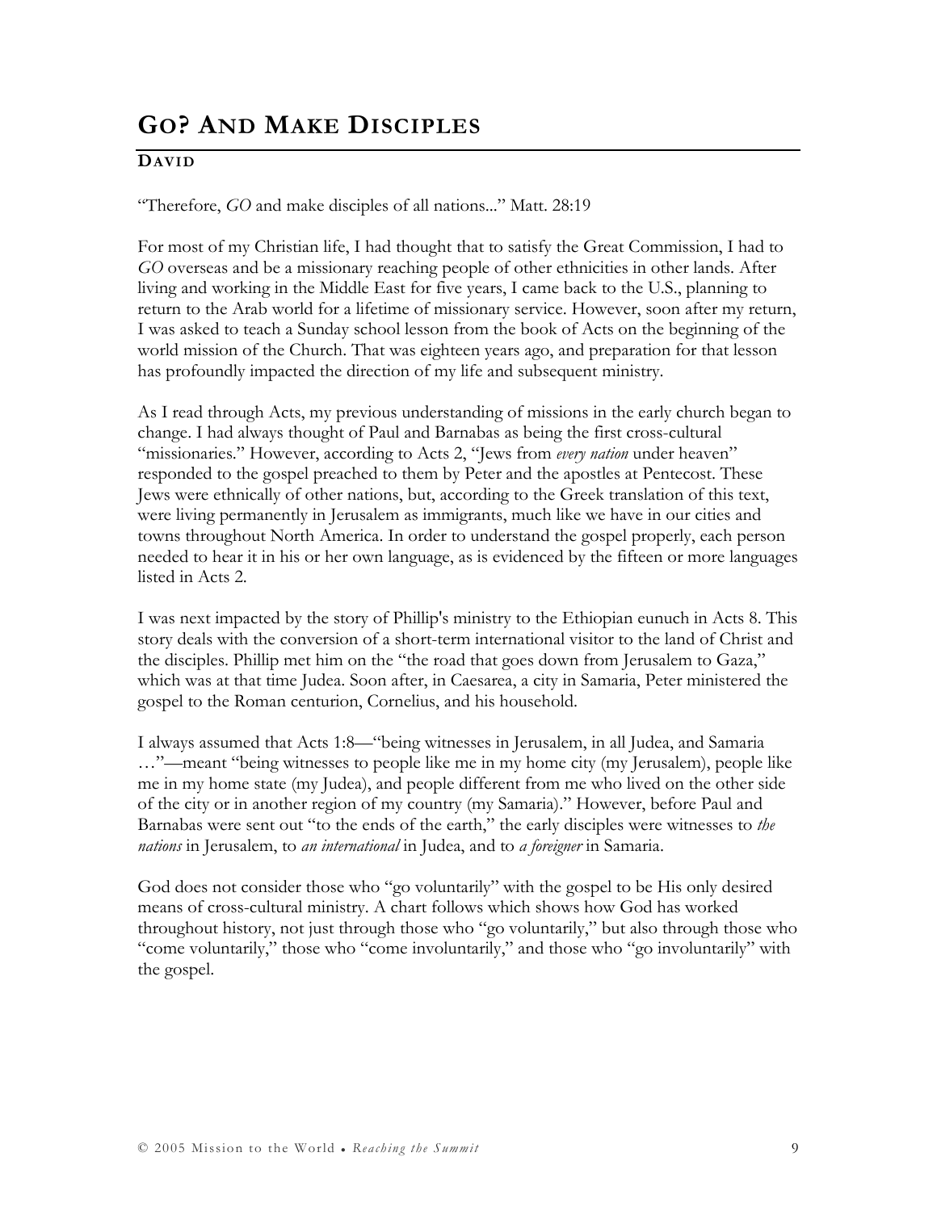# GO? AND MAKE DISCIPLES

## DAVID

"Therefore, *GO* and make disciples of all nations..." Matt. 28:19

For most of my Christian life, I had thought that to satisfy the Great Commission, I had to *GO* overseas and be a missionary reaching people of other ethnicities in other lands. After living and working in the Middle East for five years, I came back to the U.S., planning to return to the Arab world for a lifetime of missionary service. However, soon after my return, I was asked to teach a Sunday school lesson from the book of Acts on the beginning of the world mission of the Church. That was eighteen years ago, and preparation for that lesson has profoundly impacted the direction of my life and subsequent ministry.

As I read through Acts, my previous understanding of missions in the early church began to change. I had always thought of Paul and Barnabas as being the first cross-cultural "missionaries." However, according to Acts 2, "Jews from *every nation* under heaven" responded to the gospel preached to them by Peter and the apostles at Pentecost. These Jews were ethnically of other nations, but, according to the Greek translation of this text, were living permanently in Jerusalem as immigrants, much like we have in our cities and towns throughout North America. In order to understand the gospel properly, each person needed to hear it in his or her own language, as is evidenced by the fifteen or more languages listed in Acts 2.

I was next impacted by the story of Phillip's ministry to the Ethiopian eunuch in Acts 8. This story deals with the conversion of a short-term international visitor to the land of Christ and the disciples. Phillip met him on the "the road that goes down from Jerusalem to Gaza," which was at that time Judea. Soon after, in Caesarea, a city in Samaria, Peter ministered the gospel to the Roman centurion, Cornelius, and his household.

I always assumed that Acts 1:8—"being witnesses in Jerusalem, in all Judea, and Samaria …"—meant "being witnesses to people like me in my home city (my Jerusalem), people like me in my home state (my Judea), and people different from me who lived on the other side of the city or in another region of my country (my Samaria)." However, before Paul and Barnabas were sent out "to the ends of the earth," the early disciples were witnesses to *the nations* in Jerusalem, to *an international* in Judea, and to *a foreigner* in Samaria.

God does not consider those who "go voluntarily" with the gospel to be His only desired means of cross-cultural ministry. A chart follows which shows how God has worked throughout history, not just through those who "go voluntarily," but also through those who "come voluntarily," those who "come involuntarily," and those who "go involuntarily" with the gospel.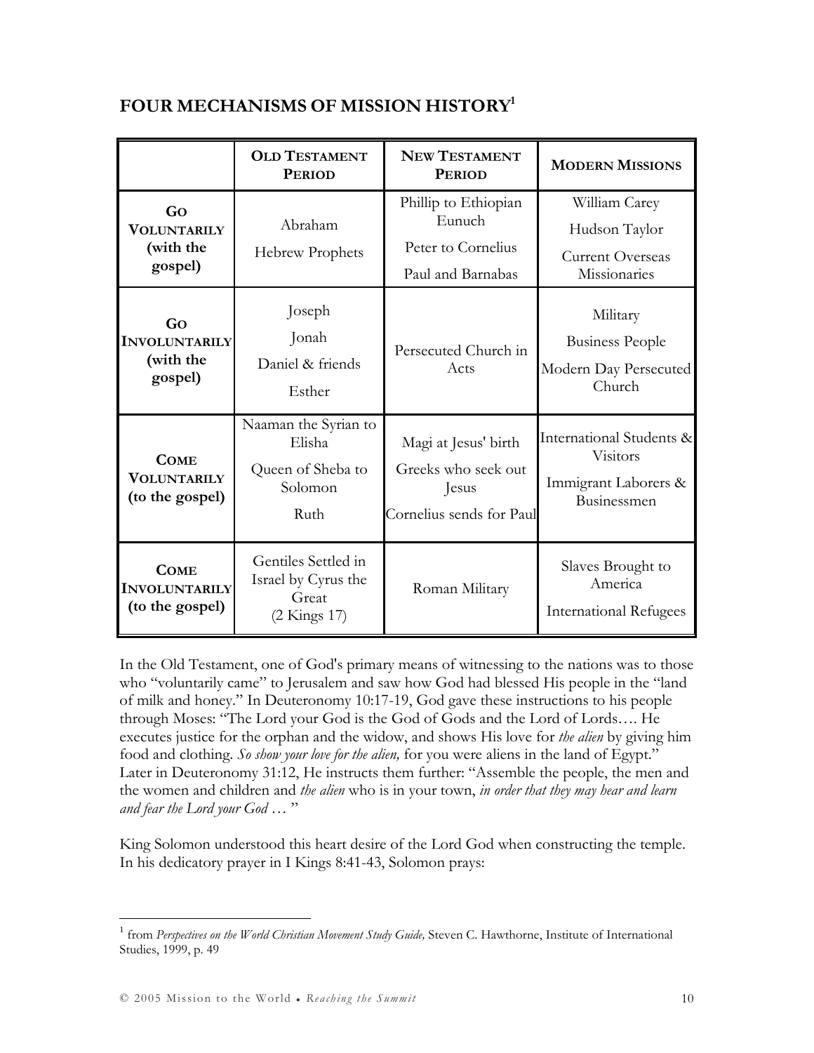## FOUR MECHANISMS OF MISSION HISTORY[1]

| | **OLD TESTAMENT PERIOD** | **NEW TESTAMENT PERIOD** | **MODERN MISSIONS** |
|---|---|---|---|
| **GO VOLUNTARILY (with the gospel)** | Abraham<br>Hebrew Prophets | Phillip to Ethiopian Eunuch<br>Peter to Cornelius<br>Paul and Barnabas | William Carey<br>Hudson Taylor<br>Current Overseas Missionaries |
| **GO INVOLUNTARILY (with the gospel)** | Joseph<br>Jonah<br>Daniel & friends<br>Esther | Persecuted Church in Acts | Military<br>Business People<br>Modern Day Persecuted Church |
| **COME VOLUNTARILY (to the gospel)** | Naaman the Syrian to Elisha<br>Queen of Sheba to Solomon<br>Ruth | Magi at Jesus' birth<br>Greeks who seek out Jesus<br>Cornelius sends for Paul | International Students & Visitors<br>Immigrant Laborers & Businessmen |
| **COME INVOLUNTARILY (to the gospel)** | Gentiles Settled in Israel by Cyrus the Great (2 Kings 17) | Roman Military | Slaves Brought to America<br>International Refugees |

In the Old Testament, one of God's primary means of witnessing to the nations was to those who "voluntarily came" to Jerusalem and saw how God had blessed His people in the "land of milk and honey." In Deuteronomy 10:17-19, God gave these instructions to his people through Moses: "The Lord your God is the God of Gods and the Lord of Lords…. He executes justice for the orphan and the widow, and shows His love for *the alien* by giving him food and clothing. *So show your love for the alien,* for you were aliens in the land of Egypt." Later in Deuteronomy 31:12, He instructs them further: "Assemble the people, the men and the women and children and *the alien* who is in your town, *in order that they may hear and learn and fear the Lord your God …* "

King Solomon understood this heart desire of the Lord God when constructing the temple. In his dedicatory prayer in I Kings 8:41-43, Solomon prays:

---

[1] from *Perspectives on the World Christian Movement Study Guide,* Steven C. Hawthorne, Institute of International Studies, 1999, p. 49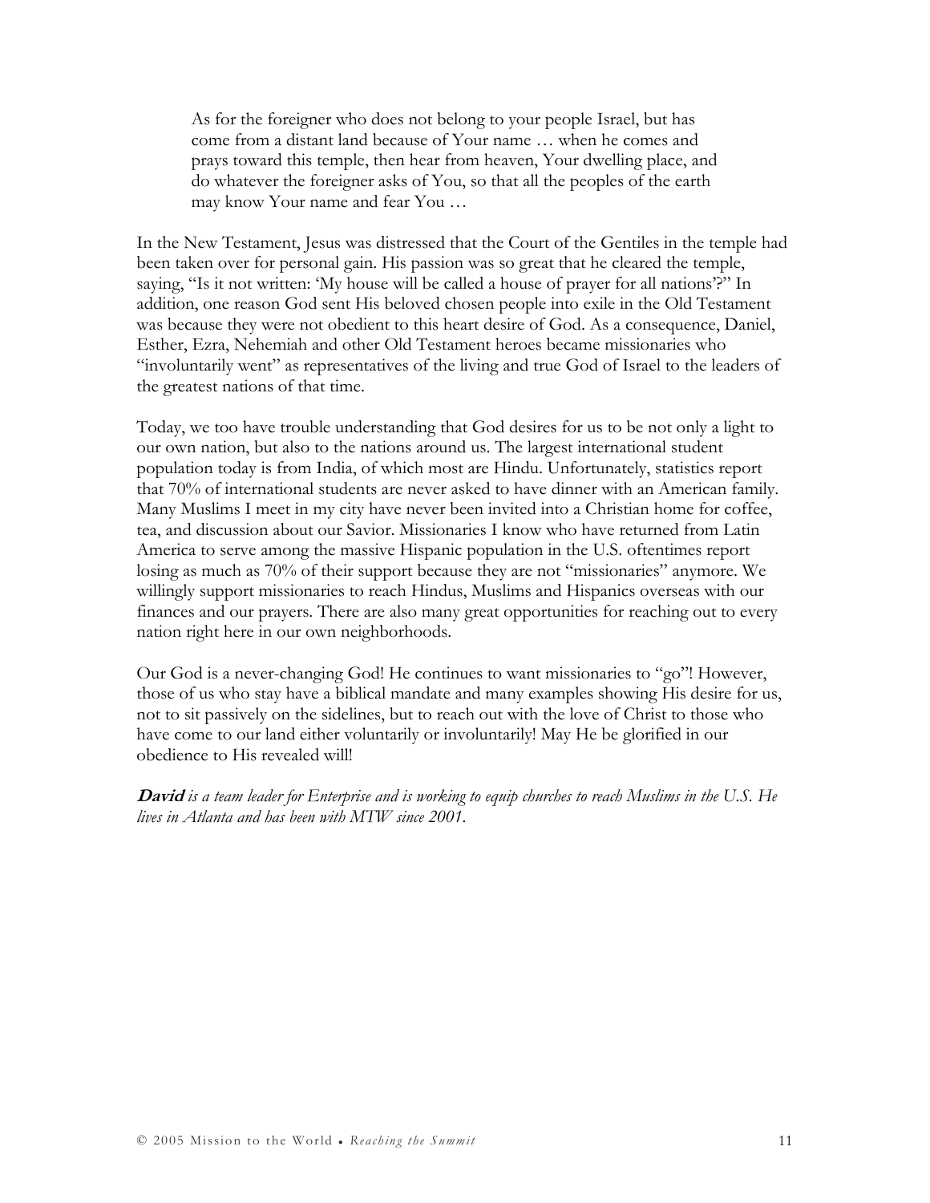> As for the foreigner who does not belong to your people Israel, but has come from a distant land because of Your name … when he comes and prays toward this temple, then hear from heaven, Your dwelling place, and do whatever the foreigner asks of You, so that all the peoples of the earth may know Your name and fear You …

In the New Testament, Jesus was distressed that the Court of the Gentiles in the temple had been taken over for personal gain. His passion was so great that he cleared the temple, saying, "Is it not written: 'My house will be called a house of prayer for all nations'?" In addition, one reason God sent His beloved chosen people into exile in the Old Testament was because they were not obedient to this heart desire of God. As a consequence, Daniel, Esther, Ezra, Nehemiah and other Old Testament heroes became missionaries who "involuntarily went" as representatives of the living and true God of Israel to the leaders of the greatest nations of that time.

Today, we too have trouble understanding that God desires for us to be not only a light to our own nation, but also to the nations around us. The largest international student population today is from India, of which most are Hindu. Unfortunately, statistics report that 70% of international students are never asked to have dinner with an American family. Many Muslims I meet in my city have never been invited into a Christian home for coffee, tea, and discussion about our Savior. Missionaries I know who have returned from Latin America to serve among the massive Hispanic population in the U.S. oftentimes report losing as much as 70% of their support because they are not "missionaries" anymore. We willingly support missionaries to reach Hindus, Muslims and Hispanics overseas with our finances and our prayers. There are also many great opportunities for reaching out to every nation right here in our own neighborhoods.

Our God is a never-changing God! He continues to want missionaries to "go"! However, those of us who stay have a biblical mandate and many examples showing His desire for us, not to sit passively on the sidelines, but to reach out with the love of Christ to those who have come to our land either voluntarily or involuntarily! May He be glorified in our obedience to His revealed will!

***David*** *is a team leader for Enterprise and is working to equip churches to reach Muslims in the U.S. He lives in Atlanta and has been with MTW since 2001.*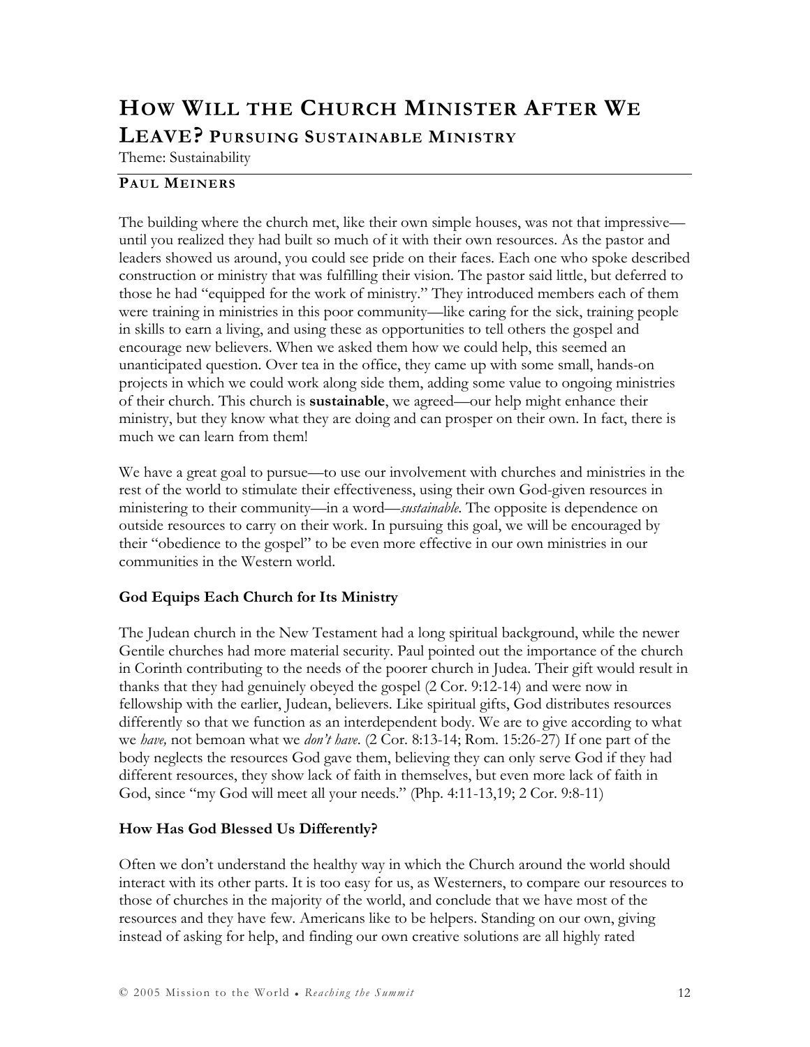# How Will the Church Minister After We Leave? Pursuing Sustainable Ministry

Theme: Sustainability

**Paul Meiners**

The building where the church met, like their own simple houses, was not that impressive—until you realized they had built so much of it with their own resources. As the pastor and leaders showed us around, you could see pride on their faces. Each one who spoke described construction or ministry that was fulfilling their vision. The pastor said little, but deferred to those he had "equipped for the work of ministry." They introduced members each of them were training in ministries in this poor community—like caring for the sick, training people in skills to earn a living, and using these as opportunities to tell others the gospel and encourage new believers. When we asked them how we could help, this seemed an unanticipated question. Over tea in the office, they came up with some small, hands-on projects in which we could work along side them, adding some value to ongoing ministries of their church. This church is **sustainable**, we agreed—our help might enhance their ministry, but they know what they are doing and can prosper on their own. In fact, there is much we can learn from them!

We have a great goal to pursue—to use our involvement with churches and ministries in the rest of the world to stimulate their effectiveness, using their own God-given resources in ministering to their community—in a word—*sustainable*. The opposite is dependence on outside resources to carry on their work. In pursuing this goal, we will be encouraged by their "obedience to the gospel" to be even more effective in our own ministries in our communities in the Western world.

### God Equips Each Church for Its Ministry

The Judean church in the New Testament had a long spiritual background, while the newer Gentile churches had more material security. Paul pointed out the importance of the church in Corinth contributing to the needs of the poorer church in Judea. Their gift would result in thanks that they had genuinely obeyed the gospel (2 Cor. 9:12-14) and were now in fellowship with the earlier, Judean, believers. Like spiritual gifts, God distributes resources differently so that we function as an interdependent body. We are to give according to what we *have,* not bemoan what we *don't have*. (2 Cor. 8:13-14; Rom. 15:26-27) If one part of the body neglects the resources God gave them, believing they can only serve God if they had different resources, they show lack of faith in themselves, but even more lack of faith in God, since "my God will meet all your needs." (Php. 4:11-13,19; 2 Cor. 9:8-11)

### How Has God Blessed Us Differently?

Often we don't understand the healthy way in which the Church around the world should interact with its other parts. It is too easy for us, as Westerners, to compare our resources to those of churches in the majority of the world, and conclude that we have most of the resources and they have few. Americans like to be helpers. Standing on our own, giving instead of asking for help, and finding our own creative solutions are all highly rated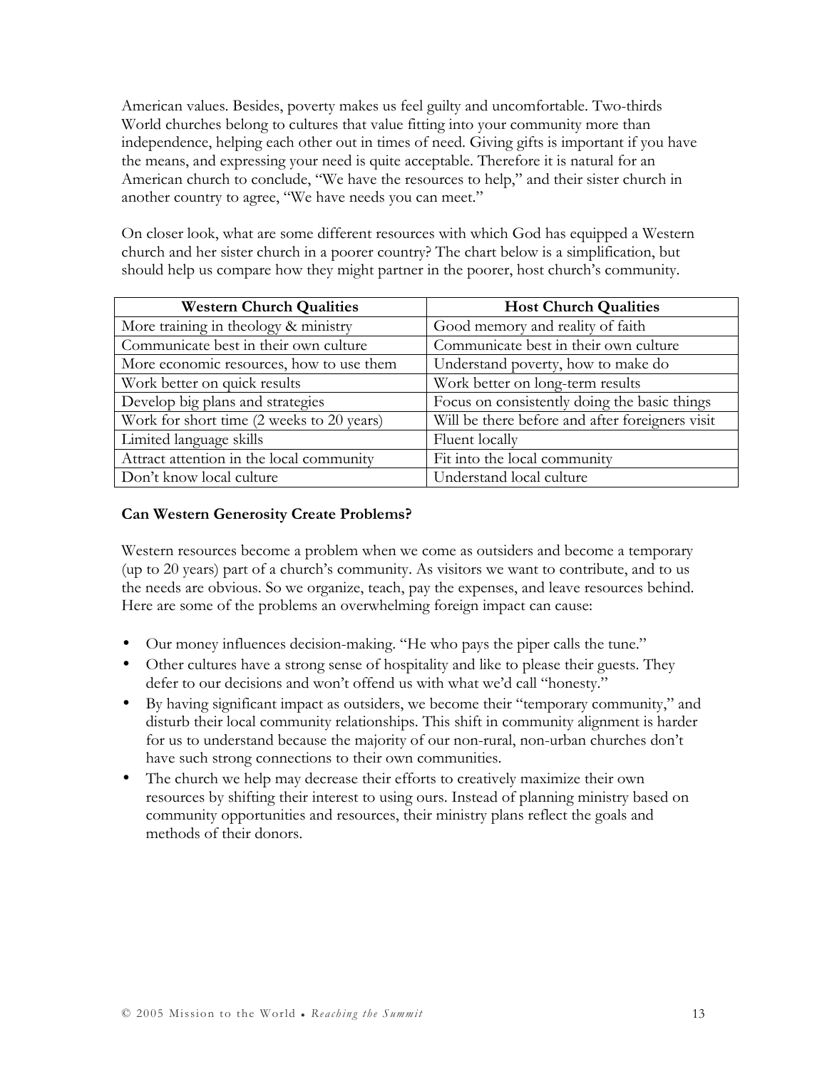American values. Besides, poverty makes us feel guilty and uncomfortable. Two-thirds World churches belong to cultures that value fitting into your community more than independence, helping each other out in times of need. Giving gifts is important if you have the means, and expressing your need is quite acceptable. Therefore it is natural for an American church to conclude, "We have the resources to help," and their sister church in another country to agree, "We have needs you can meet."

On closer look, what are some different resources with which God has equipped a Western church and her sister church in a poorer country? The chart below is a simplification, but should help us compare how they might partner in the poorer, host church's community.

| Western Church Qualities | Host Church Qualities |
|---|---|
| More training in theology & ministry | Good memory and reality of faith |
| Communicate best in their own culture | Communicate best in their own culture |
| More economic resources, how to use them | Understand poverty, how to make do |
| Work better on quick results | Work better on long-term results |
| Develop big plans and strategies | Focus on consistently doing the basic things |
| Work for short time (2 weeks to 20 years) | Will be there before and after foreigners visit |
| Limited language skills | Fluent locally |
| Attract attention in the local community | Fit into the local community |
| Don't know local culture | Understand local culture |

**Can Western Generosity Create Problems?**

Western resources become a problem when we come as outsiders and become a temporary (up to 20 years) part of a church's community. As visitors we want to contribute, and to us the needs are obvious. So we organize, teach, pay the expenses, and leave resources behind. Here are some of the problems an overwhelming foreign impact can cause:

- Our money influences decision-making. "He who pays the piper calls the tune."
- Other cultures have a strong sense of hospitality and like to please their guests. They defer to our decisions and won't offend us with what we'd call "honesty."
- By having significant impact as outsiders, we become their "temporary community," and disturb their local community relationships. This shift in community alignment is harder for us to understand because the majority of our non-rural, non-urban churches don't have such strong connections to their own communities.
- The church we help may decrease their efforts to creatively maximize their own resources by shifting their interest to using ours. Instead of planning ministry based on community opportunities and resources, their ministry plans reflect the goals and methods of their donors.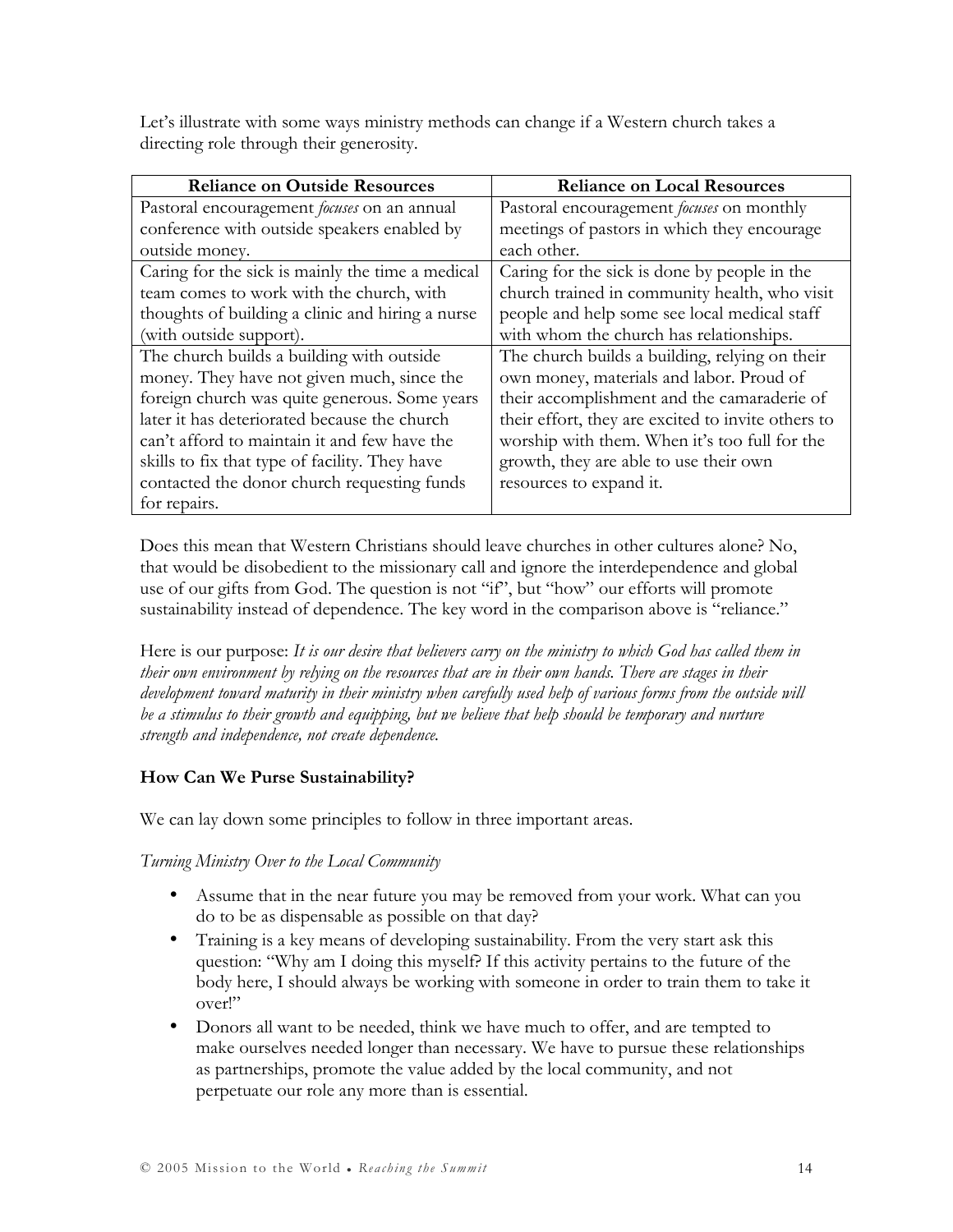Let's illustrate with some ways ministry methods can change if a Western church takes a directing role through their generosity.

| Reliance on Outside Resources | Reliance on Local Resources |
|---|---|
| Pastoral encouragement *focuses* on an annual conference with outside speakers enabled by outside money. | Pastoral encouragement *focuses* on monthly meetings of pastors in which they encourage each other. |
| Caring for the sick is mainly the time a medical team comes to work with the church, with thoughts of building a clinic and hiring a nurse (with outside support). | Caring for the sick is done by people in the church trained in community health, who visit people and help some see local medical staff with whom the church has relationships. |
| The church builds a building with outside money. They have not given much, since the foreign church was quite generous. Some years later it has deteriorated because the church can't afford to maintain it and few have the skills to fix that type of facility. They have contacted the donor church requesting funds for repairs. | The church builds a building, relying on their own money, materials and labor. Proud of their accomplishment and the camaraderie of their effort, they are excited to invite others to worship with them. When it's too full for the growth, they are able to use their own resources to expand it. |

Does this mean that Western Christians should leave churches in other cultures alone? No, that would be disobedient to the missionary call and ignore the interdependence and global use of our gifts from God. The question is not "if", but "how" our efforts will promote sustainability instead of dependence. The key word in the comparison above is "reliance."

Here is our purpose: *It is our desire that believers carry on the ministry to which God has called them in their own environment by relying on the resources that are in their own hands. There are stages in their development toward maturity in their ministry when carefully used help of various forms from the outside will be a stimulus to their growth and equipping, but we believe that help should be temporary and nurture strength and independence, not create dependence.*

**How Can We Purse Sustainability?**

We can lay down some principles to follow in three important areas.

*Turning Ministry Over to the Local Community*

- Assume that in the near future you may be removed from your work. What can you do to be as dispensable as possible on that day?
- Training is a key means of developing sustainability. From the very start ask this question: "Why am I doing this myself? If this activity pertains to the future of the body here, I should always be working with someone in order to train them to take it over!"
- Donors all want to be needed, think we have much to offer, and are tempted to make ourselves needed longer than necessary. We have to pursue these relationships as partnerships, promote the value added by the local community, and not perpetuate our role any more than is essential.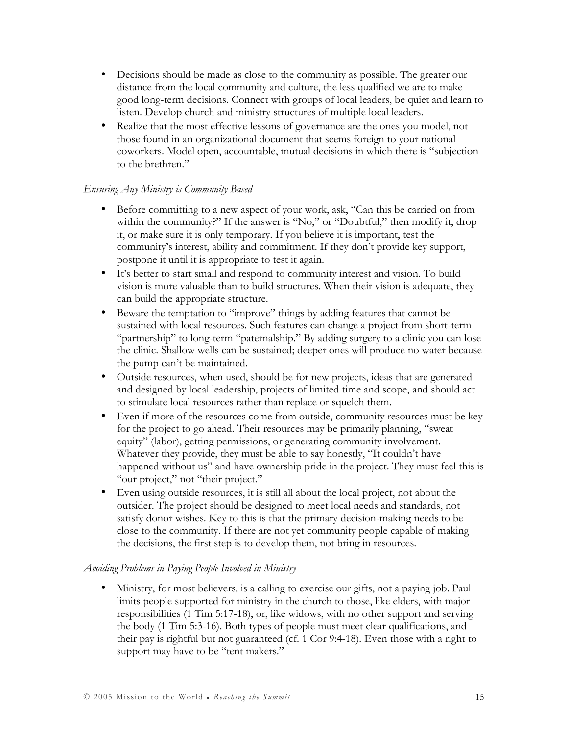- Decisions should be made as close to the community as possible. The greater our distance from the local community and culture, the less qualified we are to make good long-term decisions. Connect with groups of local leaders, be quiet and learn to listen. Develop church and ministry structures of multiple local leaders.
- Realize that the most effective lessons of governance are the ones you model, not those found in an organizational document that seems foreign to your national coworkers. Model open, accountable, mutual decisions in which there is "subjection to the brethren."

*Ensuring Any Ministry is Community Based*

- Before committing to a new aspect of your work, ask, "Can this be carried on from within the community?" If the answer is "No," or "Doubtful," then modify it, drop it, or make sure it is only temporary. If you believe it is important, test the community's interest, ability and commitment. If they don't provide key support, postpone it until it is appropriate to test it again.
- It's better to start small and respond to community interest and vision. To build vision is more valuable than to build structures. When their vision is adequate, they can build the appropriate structure.
- Beware the temptation to "improve" things by adding features that cannot be sustained with local resources. Such features can change a project from short-term "partnership" to long-term "paternalship." By adding surgery to a clinic you can lose the clinic. Shallow wells can be sustained; deeper ones will produce no water because the pump can't be maintained.
- Outside resources, when used, should be for new projects, ideas that are generated and designed by local leadership, projects of limited time and scope, and should act to stimulate local resources rather than replace or squelch them.
- Even if more of the resources come from outside, community resources must be key for the project to go ahead. Their resources may be primarily planning, "sweat equity" (labor), getting permissions, or generating community involvement. Whatever they provide, they must be able to say honestly, "It couldn't have happened without us" and have ownership pride in the project. They must feel this is "our project," not "their project."
- Even using outside resources, it is still all about the local project, not about the outsider. The project should be designed to meet local needs and standards, not satisfy donor wishes. Key to this is that the primary decision-making needs to be close to the community. If there are not yet community people capable of making the decisions, the first step is to develop them, not bring in resources.

*Avoiding Problems in Paying People Involved in Ministry*

- Ministry, for most believers, is a calling to exercise our gifts, not a paying job. Paul limits people supported for ministry in the church to those, like elders, with major responsibilities (1 Tim 5:17-18), or, like widows, with no other support and serving the body (1 Tim 5:3-16). Both types of people must meet clear qualifications, and their pay is rightful but not guaranteed (cf. 1 Cor 9:4-18). Even those with a right to support may have to be "tent makers."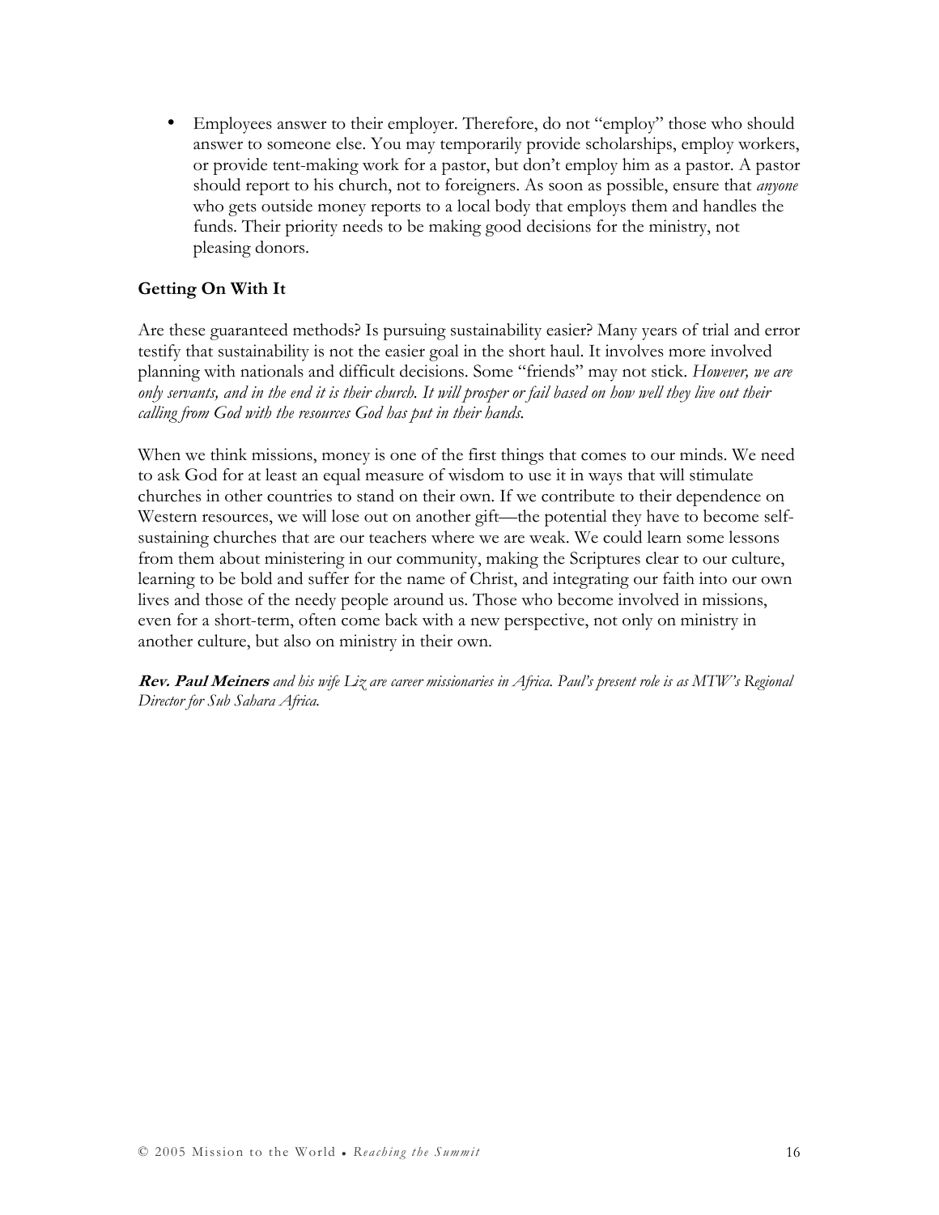- Employees answer to their employer. Therefore, do not "employ" those who should answer to someone else. You may temporarily provide scholarships, employ workers, or provide tent-making work for a pastor, but don't employ him as a pastor. A pastor should report to his church, not to foreigners. As soon as possible, ensure that *anyone* who gets outside money reports to a local body that employs them and handles the funds. Their priority needs to be making good decisions for the ministry, not pleasing donors.

### Getting On With It

Are these guaranteed methods? Is pursuing sustainability easier? Many years of trial and error testify that sustainability is not the easier goal in the short haul. It involves more involved planning with nationals and difficult decisions. Some "friends" may not stick. *However, we are only servants, and in the end it is their church. It will prosper or fail based on how well they live out their calling from God with the resources God has put in their hands.*

When we think missions, money is one of the first things that comes to our minds. We need to ask God for at least an equal measure of wisdom to use it in ways that will stimulate churches in other countries to stand on their own. If we contribute to their dependence on Western resources, we will lose out on another gift—the potential they have to become self-sustaining churches that are our teachers where we are weak. We could learn some lessons from them about ministering in our community, making the Scriptures clear to our culture, learning to be bold and suffer for the name of Christ, and integrating our faith into our own lives and those of the needy people around us. Those who become involved in missions, even for a short-term, often come back with a new perspective, not only on ministry in another culture, but also on ministry in their own.

***Rev. Paul Meiners*** *and his wife Liz are career missionaries in Africa. Paul's present role is as MTW's Regional Director for Sub Sahara Africa.*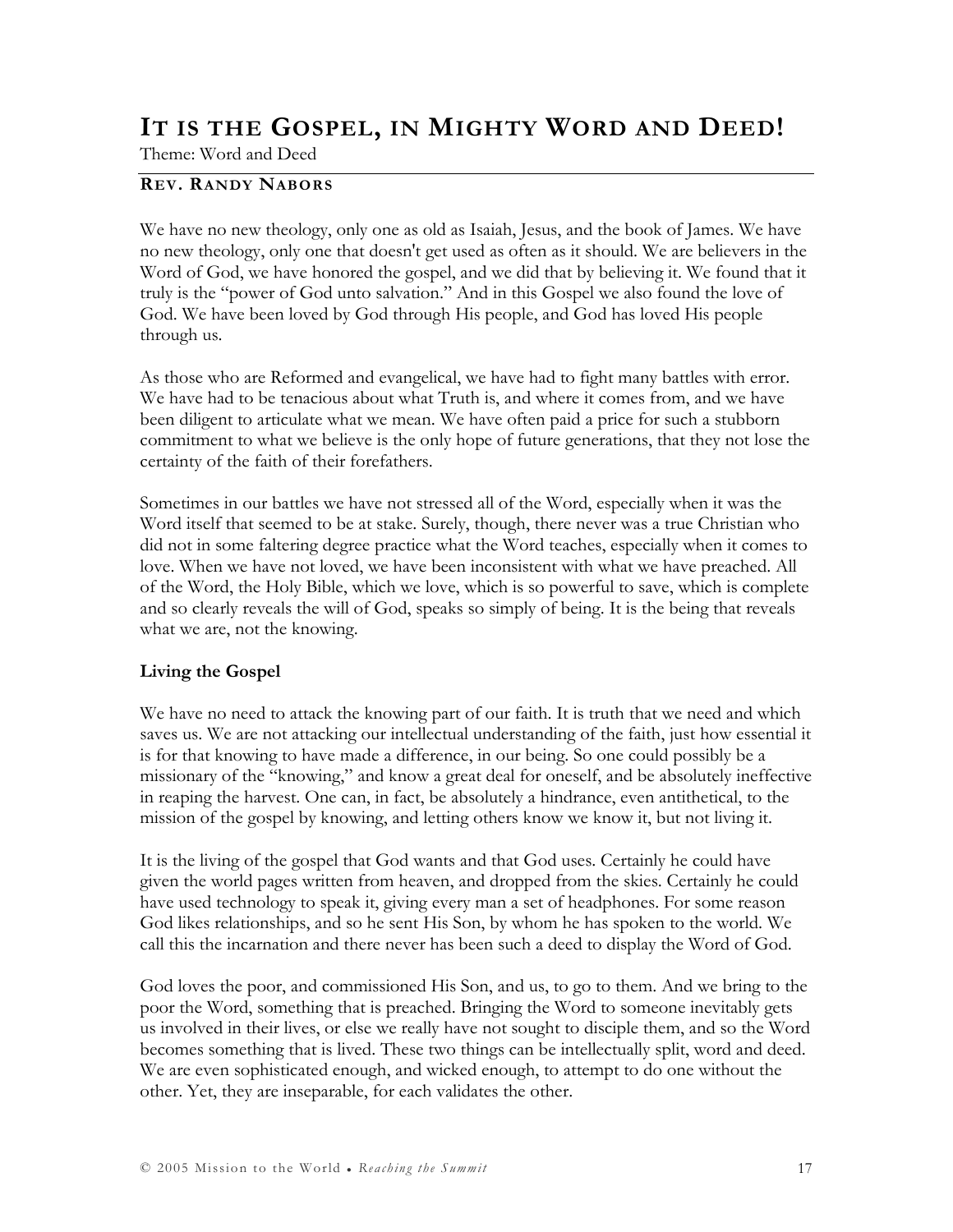# It is the Gospel, in Mighty Word and Deed!

Theme: Word and Deed

**Rev. Randy Nabors**

We have no new theology, only one as old as Isaiah, Jesus, and the book of James. We have no new theology, only one that doesn't get used as often as it should. We are believers in the Word of God, we have honored the gospel, and we did that by believing it. We found that it truly is the "power of God unto salvation." And in this Gospel we also found the love of God. We have been loved by God through His people, and God has loved His people through us.

As those who are Reformed and evangelical, we have had to fight many battles with error. We have had to be tenacious about what Truth is, and where it comes from, and we have been diligent to articulate what we mean. We have often paid a price for such a stubborn commitment to what we believe is the only hope of future generations, that they not lose the certainty of the faith of their forefathers.

Sometimes in our battles we have not stressed all of the Word, especially when it was the Word itself that seemed to be at stake. Surely, though, there never was a true Christian who did not in some faltering degree practice what the Word teaches, especially when it comes to love. When we have not loved, we have been inconsistent with what we have preached. All of the Word, the Holy Bible, which we love, which is so powerful to save, which is complete and so clearly reveals the will of God, speaks so simply of being. It is the being that reveals what we are, not the knowing.

### Living the Gospel

We have no need to attack the knowing part of our faith. It is truth that we need and which saves us. We are not attacking our intellectual understanding of the faith, just how essential it is for that knowing to have made a difference, in our being. So one could possibly be a missionary of the "knowing," and know a great deal for oneself, and be absolutely ineffective in reaping the harvest. One can, in fact, be absolutely a hindrance, even antithetical, to the mission of the gospel by knowing, and letting others know we know it, but not living it.

It is the living of the gospel that God wants and that God uses. Certainly he could have given the world pages written from heaven, and dropped from the skies. Certainly he could have used technology to speak it, giving every man a set of headphones. For some reason God likes relationships, and so he sent His Son, by whom he has spoken to the world. We call this the incarnation and there never has been such a deed to display the Word of God.

God loves the poor, and commissioned His Son, and us, to go to them. And we bring to the poor the Word, something that is preached. Bringing the Word to someone inevitably gets us involved in their lives, or else we really have not sought to disciple them, and so the Word becomes something that is lived. These two things can be intellectually split, word and deed. We are even sophisticated enough, and wicked enough, to attempt to do one without the other. Yet, they are inseparable, for each validates the other.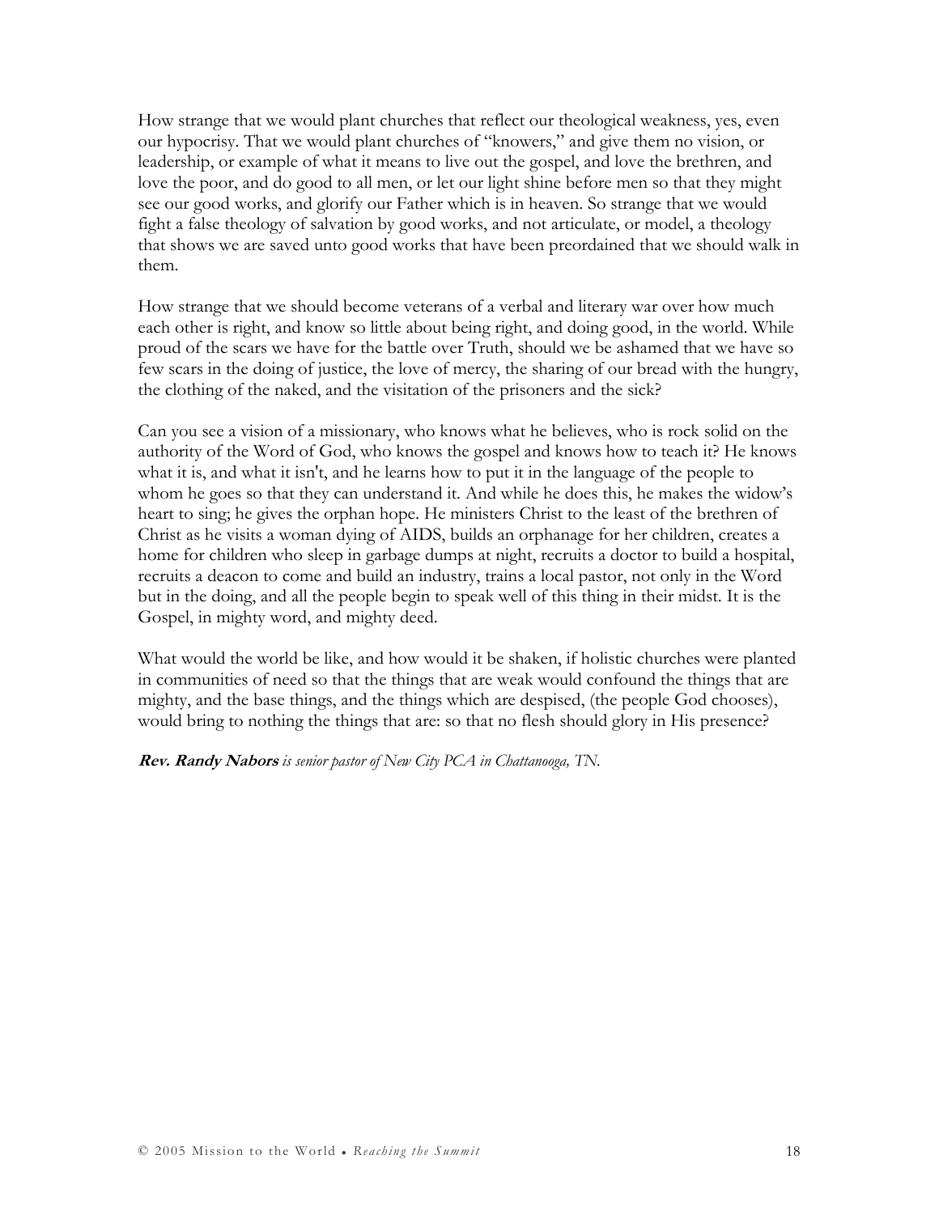How strange that we would plant churches that reflect our theological weakness, yes, even our hypocrisy. That we would plant churches of "knowers," and give them no vision, or leadership, or example of what it means to live out the gospel, and love the brethren, and love the poor, and do good to all men, or let our light shine before men so that they might see our good works, and glorify our Father which is in heaven. So strange that we would fight a false theology of salvation by good works, and not articulate, or model, a theology that shows we are saved unto good works that have been preordained that we should walk in them.

How strange that we should become veterans of a verbal and literary war over how much each other is right, and know so little about being right, and doing good, in the world. While proud of the scars we have for the battle over Truth, should we be ashamed that we have so few scars in the doing of justice, the love of mercy, the sharing of our bread with the hungry, the clothing of the naked, and the visitation of the prisoners and the sick?

Can you see a vision of a missionary, who knows what he believes, who is rock solid on the authority of the Word of God, who knows the gospel and knows how to teach it? He knows what it is, and what it isn't, and he learns how to put it in the language of the people to whom he goes so that they can understand it. And while he does this, he makes the widow's heart to sing; he gives the orphan hope. He ministers Christ to the least of the brethren of Christ as he visits a woman dying of AIDS, builds an orphanage for her children, creates a home for children who sleep in garbage dumps at night, recruits a doctor to build a hospital, recruits a deacon to come and build an industry, trains a local pastor, not only in the Word but in the doing, and all the people begin to speak well of this thing in their midst. It is the Gospel, in mighty word, and mighty deed.

What would the world be like, and how would it be shaken, if holistic churches were planted in communities of need so that the things that are weak would confound the things that are mighty, and the base things, and the things which are despised, (the people God chooses), would bring to nothing the things that are: so that no flesh should glory in His presence?

***Rev. Randy Nabors*** *is senior pastor of New City PCA in Chattanooga, TN.*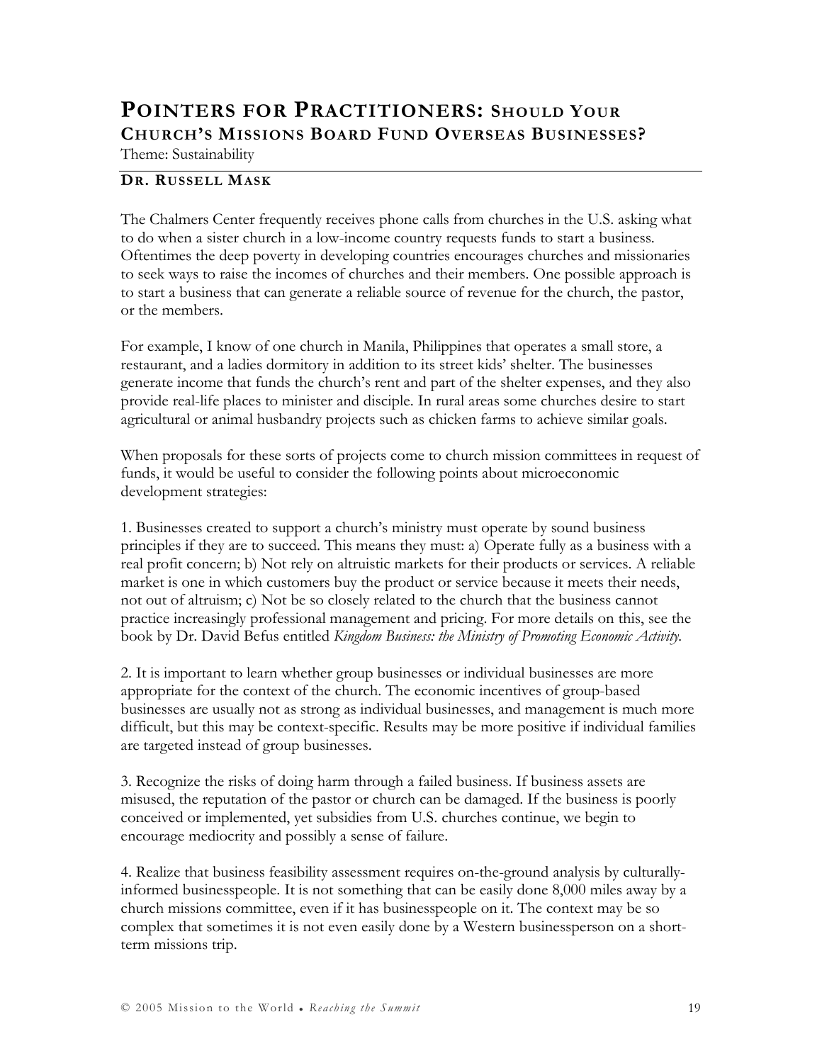## POINTERS FOR PRACTITIONERS: SHOULD YOUR CHURCH'S MISSIONS BOARD FUND OVERSEAS BUSINESSES?

Theme: Sustainability

### DR. RUSSELL MASK

The Chalmers Center frequently receives phone calls from churches in the U.S. asking what to do when a sister church in a low-income country requests funds to start a business. Oftentimes the deep poverty in developing countries encourages churches and missionaries to seek ways to raise the incomes of churches and their members. One possible approach is to start a business that can generate a reliable source of revenue for the church, the pastor, or the members.

For example, I know of one church in Manila, Philippines that operates a small store, a restaurant, and a ladies dormitory in addition to its street kids' shelter. The businesses generate income that funds the church's rent and part of the shelter expenses, and they also provide real-life places to minister and disciple. In rural areas some churches desire to start agricultural or animal husbandry projects such as chicken farms to achieve similar goals.

When proposals for these sorts of projects come to church mission committees in request of funds, it would be useful to consider the following points about microeconomic development strategies:

1. Businesses created to support a church's ministry must operate by sound business principles if they are to succeed. This means they must: a) Operate fully as a business with a real profit concern; b) Not rely on altruistic markets for their products or services. A reliable market is one in which customers buy the product or service because it meets their needs, not out of altruism; c) Not be so closely related to the church that the business cannot practice increasingly professional management and pricing. For more details on this, see the book by Dr. David Befus entitled *Kingdom Business: the Ministry of Promoting Economic Activity.*

2. It is important to learn whether group businesses or individual businesses are more appropriate for the context of the church. The economic incentives of group-based businesses are usually not as strong as individual businesses, and management is much more difficult, but this may be context-specific. Results may be more positive if individual families are targeted instead of group businesses.

3. Recognize the risks of doing harm through a failed business. If business assets are misused, the reputation of the pastor or church can be damaged. If the business is poorly conceived or implemented, yet subsidies from U.S. churches continue, we begin to encourage mediocrity and possibly a sense of failure.

4. Realize that business feasibility assessment requires on-the-ground analysis by culturally-informed businesspeople. It is not something that can be easily done 8,000 miles away by a church missions committee, even if it has businesspeople on it. The context may be so complex that sometimes it is not even easily done by a Western businessperson on a short-term missions trip.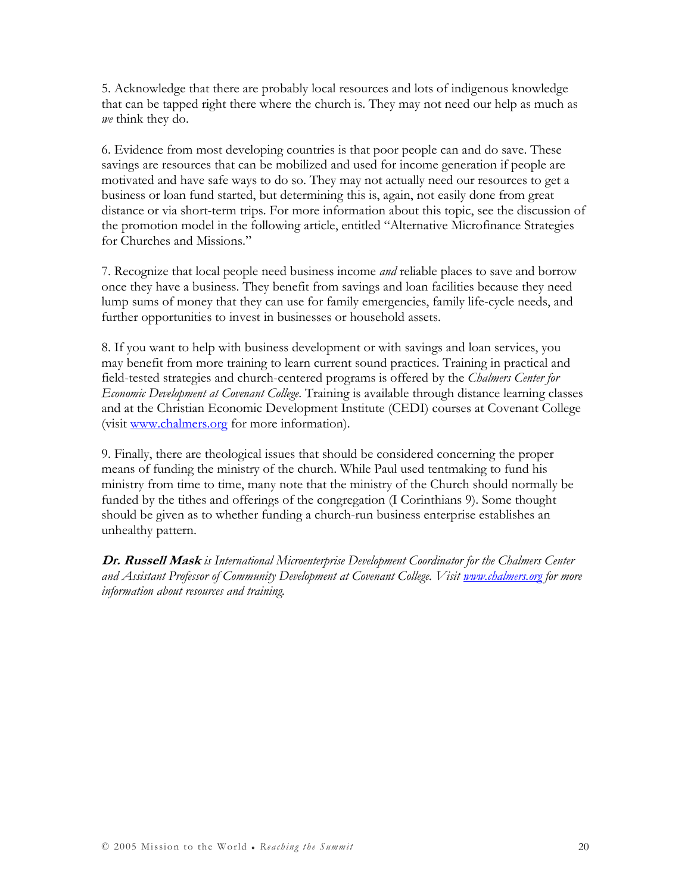5. Acknowledge that there are probably local resources and lots of indigenous knowledge that can be tapped right there where the church is. They may not need our help as much as *we* think they do.

6. Evidence from most developing countries is that poor people can and do save. These savings are resources that can be mobilized and used for income generation if people are motivated and have safe ways to do so. They may not actually need our resources to get a business or loan fund started, but determining this is, again, not easily done from great distance or via short-term trips. For more information about this topic, see the discussion of the promotion model in the following article, entitled "Alternative Microfinance Strategies for Churches and Missions."

7. Recognize that local people need business income *and* reliable places to save and borrow once they have a business. They benefit from savings and loan facilities because they need lump sums of money that they can use for family emergencies, family life-cycle needs, and further opportunities to invest in businesses or household assets.

8. If you want to help with business development or with savings and loan services, you may benefit from more training to learn current sound practices. Training in practical and field-tested strategies and church-centered programs is offered by the *Chalmers Center for Economic Development at Covenant College.* Training is available through distance learning classes and at the Christian Economic Development Institute (CEDI) courses at Covenant College (visit [www.chalmers.org](www.chalmers.org) for more information).

9. Finally, there are theological issues that should be considered concerning the proper means of funding the ministry of the church. While Paul used tentmaking to fund his ministry from time to time, many note that the ministry of the Church should normally be funded by the tithes and offerings of the congregation (I Corinthians 9). Some thought should be given as to whether funding a church-run business enterprise establishes an unhealthy pattern.

***Dr. Russell Mask** is International Microenterprise Development Coordinator for the Chalmers Center and Assistant Professor of Community Development at Covenant College. Visit [www.chalmers.org](www.chalmers.org) for more information about resources and training.*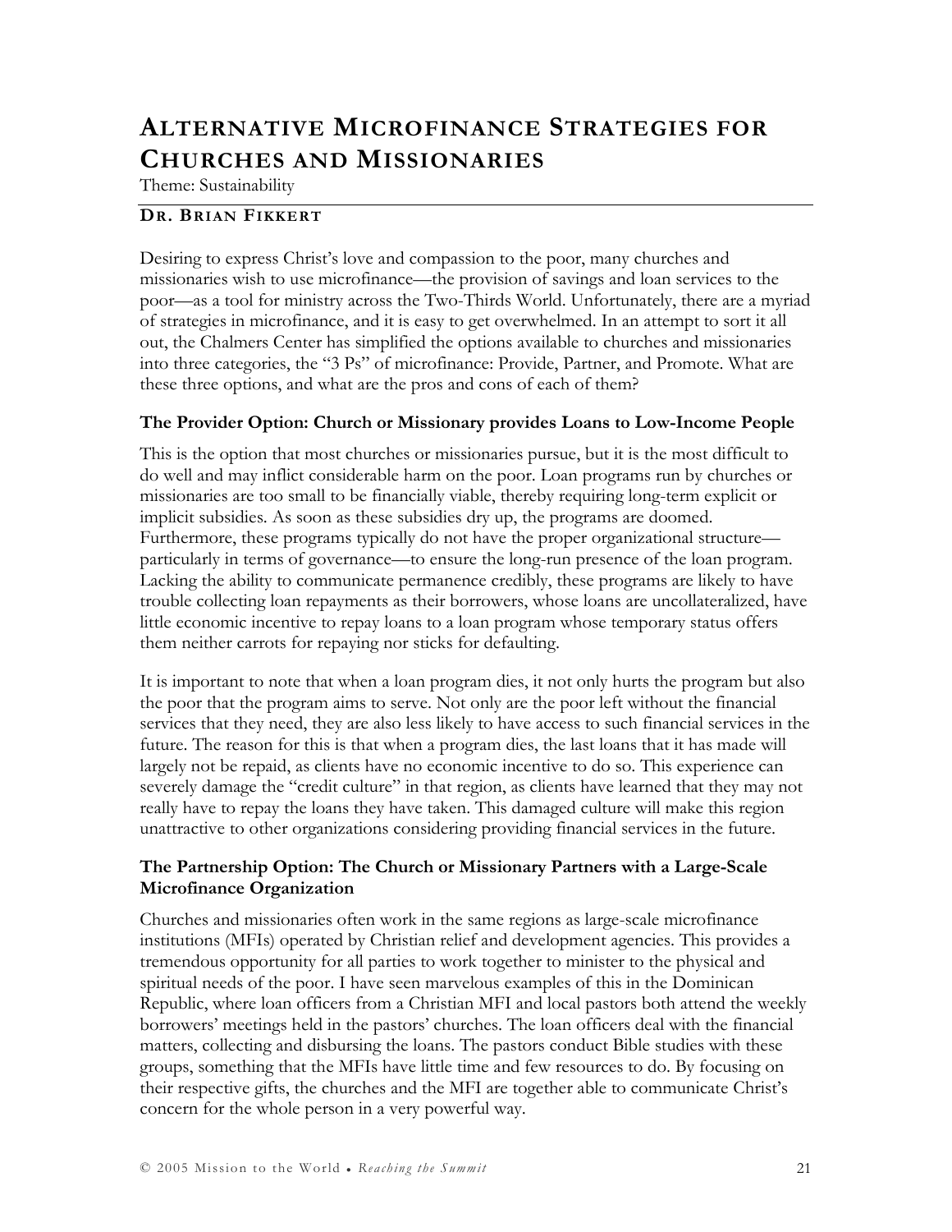# Alternative Microfinance Strategies for Churches and Missionaries

Theme: Sustainability

**Dr. Brian Fikkert**

Desiring to express Christ's love and compassion to the poor, many churches and missionaries wish to use microfinance—the provision of savings and loan services to the poor—as a tool for ministry across the Two-Thirds World. Unfortunately, there are a myriad of strategies in microfinance, and it is easy to get overwhelmed. In an attempt to sort it all out, the Chalmers Center has simplified the options available to churches and missionaries into three categories, the "3 Ps" of microfinance: Provide, Partner, and Promote. What are these three options, and what are the pros and cons of each of them?

### The Provider Option: Church or Missionary provides Loans to Low-Income People

This is the option that most churches or missionaries pursue, but it is the most difficult to do well and may inflict considerable harm on the poor. Loan programs run by churches or missionaries are too small to be financially viable, thereby requiring long-term explicit or implicit subsidies. As soon as these subsidies dry up, the programs are doomed. Furthermore, these programs typically do not have the proper organizational structure—particularly in terms of governance—to ensure the long-run presence of the loan program. Lacking the ability to communicate permanence credibly, these programs are likely to have trouble collecting loan repayments as their borrowers, whose loans are uncollateralized, have little economic incentive to repay loans to a loan program whose temporary status offers them neither carrots for repaying nor sticks for defaulting.

It is important to note that when a loan program dies, it not only hurts the program but also the poor that the program aims to serve. Not only are the poor left without the financial services that they need, they are also less likely to have access to such financial services in the future. The reason for this is that when a program dies, the last loans that it has made will largely not be repaid, as clients have no economic incentive to do so. This experience can severely damage the "credit culture" in that region, as clients have learned that they may not really have to repay the loans they have taken. This damaged culture will make this region unattractive to other organizations considering providing financial services in the future.

### The Partnership Option: The Church or Missionary Partners with a Large-Scale Microfinance Organization

Churches and missionaries often work in the same regions as large-scale microfinance institutions (MFIs) operated by Christian relief and development agencies. This provides a tremendous opportunity for all parties to work together to minister to the physical and spiritual needs of the poor. I have seen marvelous examples of this in the Dominican Republic, where loan officers from a Christian MFI and local pastors both attend the weekly borrowers' meetings held in the pastors' churches. The loan officers deal with the financial matters, collecting and disbursing the loans. The pastors conduct Bible studies with these groups, something that the MFIs have little time and few resources to do. By focusing on their respective gifts, the churches and the MFI are together able to communicate Christ's concern for the whole person in a very powerful way.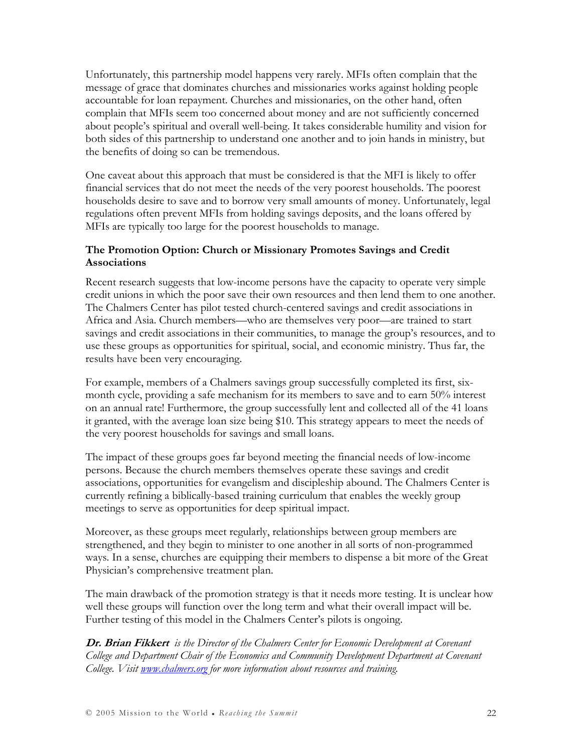Unfortunately, this partnership model happens very rarely. MFIs often complain that the message of grace that dominates churches and missionaries works against holding people accountable for loan repayment. Churches and missionaries, on the other hand, often complain that MFIs seem too concerned about money and are not sufficiently concerned about people's spiritual and overall well-being. It takes considerable humility and vision for both sides of this partnership to understand one another and to join hands in ministry, but the benefits of doing so can be tremendous.

One caveat about this approach that must be considered is that the MFI is likely to offer financial services that do not meet the needs of the very poorest households. The poorest households desire to save and to borrow very small amounts of money. Unfortunately, legal regulations often prevent MFIs from holding savings deposits, and the loans offered by MFIs are typically too large for the poorest households to manage.

### The Promotion Option: Church or Missionary Promotes Savings and Credit Associations

Recent research suggests that low-income persons have the capacity to operate very simple credit unions in which the poor save their own resources and then lend them to one another. The Chalmers Center has pilot tested church-centered savings and credit associations in Africa and Asia. Church members—who are themselves very poor—are trained to start savings and credit associations in their communities, to manage the group's resources, and to use these groups as opportunities for spiritual, social, and economic ministry. Thus far, the results have been very encouraging.

For example, members of a Chalmers savings group successfully completed its first, six-month cycle, providing a safe mechanism for its members to save and to earn 50% interest on an annual rate! Furthermore, the group successfully lent and collected all of the 41 loans it granted, with the average loan size being $10. This strategy appears to meet the needs of the very poorest households for savings and small loans.

The impact of these groups goes far beyond meeting the financial needs of low-income persons. Because the church members themselves operate these savings and credit associations, opportunities for evangelism and discipleship abound. The Chalmers Center is currently refining a biblically-based training curriculum that enables the weekly group meetings to serve as opportunities for deep spiritual impact.

Moreover, as these groups meet regularly, relationships between group members are strengthened, and they begin to minister to one another in all sorts of non-programmed ways. In a sense, churches are equipping their members to dispense a bit more of the Great Physician's comprehensive treatment plan.

The main drawback of the promotion strategy is that it needs more testing. It is unclear how well these groups will function over the long term and what their overall impact will be. Further testing of this model in the Chalmers Center's pilots is ongoing.

***Dr. Brian Fikkert*** *is the Director of the Chalmers Center for Economic Development at Covenant College and Department Chair of the Economics and Community Development Department at Covenant College. Visit [www.chalmers.org](http://www.chalmers.org) for more information about resources and training.*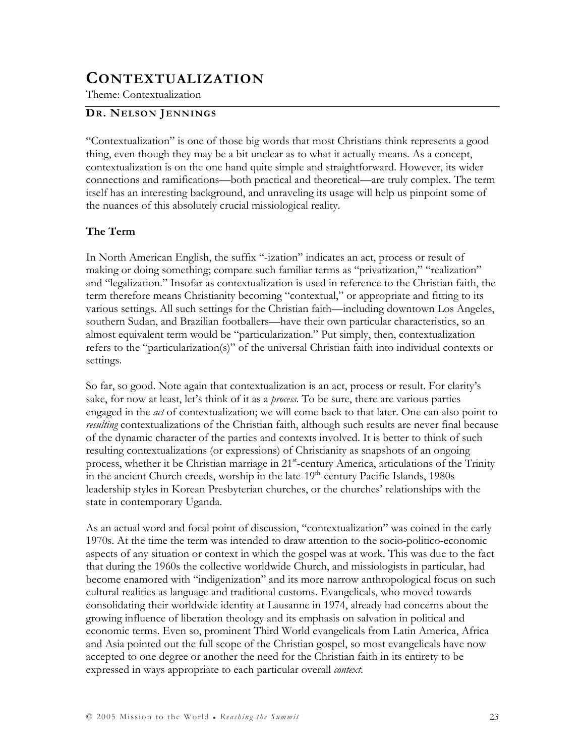# CONTEXTUALIZATION

Theme: Contextualization

## DR. NELSON JENNINGS

"Contextualization" is one of those big words that most Christians think represents a good thing, even though they may be a bit unclear as to what it actually means. As a concept, contextualization is on the one hand quite simple and straightforward. However, its wider connections and ramifications—both practical and theoretical—are truly complex. The term itself has an interesting background, and unraveling its usage will help us pinpoint some of the nuances of this absolutely crucial missiological reality.

### The Term

In North American English, the suffix "-ization" indicates an act, process or result of making or doing something; compare such familiar terms as "privatization," "realization" and "legalization." Insofar as contextualization is used in reference to the Christian faith, the term therefore means Christianity becoming "contextual," or appropriate and fitting to its various settings. All such settings for the Christian faith—including downtown Los Angeles, southern Sudan, and Brazilian footballers—have their own particular characteristics, so an almost equivalent term would be "particularization." Put simply, then, contextualization refers to the "particularization(s)" of the universal Christian faith into individual contexts or settings.

So far, so good. Note again that contextualization is an act, process or result. For clarity's sake, for now at least, let's think of it as a *process*. To be sure, there are various parties engaged in the *act* of contextualization; we will come back to that later. One can also point to *resulting* contextualizations of the Christian faith, although such results are never final because of the dynamic character of the parties and contexts involved. It is better to think of such resulting contextualizations (or expressions) of Christianity as snapshots of an ongoing process, whether it be Christian marriage in 21st-century America, articulations of the Trinity in the ancient Church creeds, worship in the late-19th-century Pacific Islands, 1980s leadership styles in Korean Presbyterian churches, or the churches' relationships with the state in contemporary Uganda.

As an actual word and focal point of discussion, "contextualization" was coined in the early 1970s. At the time the term was intended to draw attention to the socio-politico-economic aspects of any situation or context in which the gospel was at work. This was due to the fact that during the 1960s the collective worldwide Church, and missiologists in particular, had become enamored with "indigenization" and its more narrow anthropological focus on such cultural realities as language and traditional customs. Evangelicals, who moved towards consolidating their worldwide identity at Lausanne in 1974, already had concerns about the growing influence of liberation theology and its emphasis on salvation in political and economic terms. Even so, prominent Third World evangelicals from Latin America, Africa and Asia pointed out the full scope of the Christian gospel, so most evangelicals have now accepted to one degree or another the need for the Christian faith in its entirety to be expressed in ways appropriate to each particular overall *context*.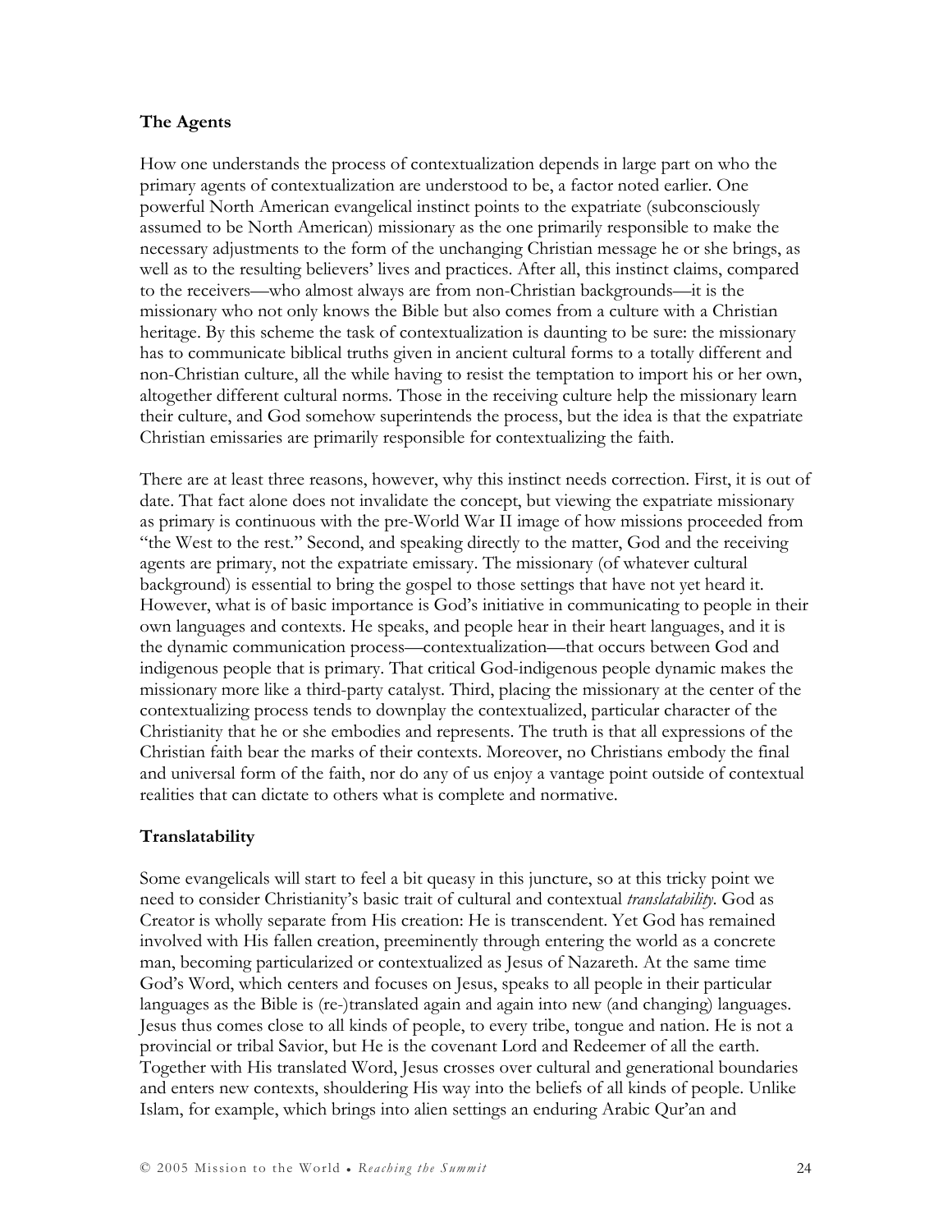### The Agents

How one understands the process of contextualization depends in large part on who the primary agents of contextualization are understood to be, a factor noted earlier. One powerful North American evangelical instinct points to the expatriate (subconsciously assumed to be North American) missionary as the one primarily responsible to make the necessary adjustments to the form of the unchanging Christian message he or she brings, as well as to the resulting believers' lives and practices. After all, this instinct claims, compared to the receivers—who almost always are from non-Christian backgrounds—it is the missionary who not only knows the Bible but also comes from a culture with a Christian heritage. By this scheme the task of contextualization is daunting to be sure: the missionary has to communicate biblical truths given in ancient cultural forms to a totally different and non-Christian culture, all the while having to resist the temptation to import his or her own, altogether different cultural norms. Those in the receiving culture help the missionary learn their culture, and God somehow superintends the process, but the idea is that the expatriate Christian emissaries are primarily responsible for contextualizing the faith.

There are at least three reasons, however, why this instinct needs correction. First, it is out of date. That fact alone does not invalidate the concept, but viewing the expatriate missionary as primary is continuous with the pre-World War II image of how missions proceeded from "the West to the rest." Second, and speaking directly to the matter, God and the receiving agents are primary, not the expatriate emissary. The missionary (of whatever cultural background) is essential to bring the gospel to those settings that have not yet heard it. However, what is of basic importance is God's initiative in communicating to people in their own languages and contexts. He speaks, and people hear in their heart languages, and it is the dynamic communication process—contextualization—that occurs between God and indigenous people that is primary. That critical God-indigenous people dynamic makes the missionary more like a third-party catalyst. Third, placing the missionary at the center of the contextualizing process tends to downplay the contextualized, particular character of the Christianity that he or she embodies and represents. The truth is that all expressions of the Christian faith bear the marks of their contexts. Moreover, no Christians embody the final and universal form of the faith, nor do any of us enjoy a vantage point outside of contextual realities that can dictate to others what is complete and normative.

### Translatability

Some evangelicals will start to feel a bit queasy in this juncture, so at this tricky point we need to consider Christianity's basic trait of cultural and contextual *translatability*. God as Creator is wholly separate from His creation: He is transcendent. Yet God has remained involved with His fallen creation, preeminently through entering the world as a concrete man, becoming particularized or contextualized as Jesus of Nazareth. At the same time God's Word, which centers and focuses on Jesus, speaks to all people in their particular languages as the Bible is (re-)translated again and again into new (and changing) languages. Jesus thus comes close to all kinds of people, to every tribe, tongue and nation. He is not a provincial or tribal Savior, but He is the covenant Lord and Redeemer of all the earth. Together with His translated Word, Jesus crosses over cultural and generational boundaries and enters new contexts, shouldering His way into the beliefs of all kinds of people. Unlike Islam, for example, which brings into alien settings an enduring Arabic Qur'an and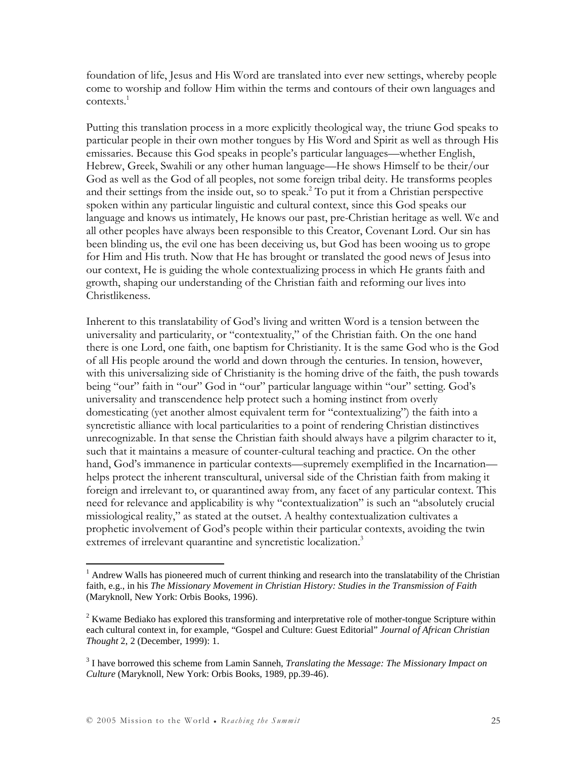foundation of life, Jesus and His Word are translated into ever new settings, whereby people come to worship and follow Him within the terms and contours of their own languages and contexts.[1]

Putting this translation process in a more explicitly theological way, the triune God speaks to particular people in their own mother tongues by His Word and Spirit as well as through His emissaries. Because this God speaks in people's particular languages—whether English, Hebrew, Greek, Swahili or any other human language—He shows Himself to be their/our God as well as the God of all peoples, not some foreign tribal deity. He transforms peoples and their settings from the inside out, so to speak.[2] To put it from a Christian perspective spoken within any particular linguistic and cultural context, since this God speaks our language and knows us intimately, He knows our past, pre-Christian heritage as well. We and all other peoples have always been responsible to this Creator, Covenant Lord. Our sin has been blinding us, the evil one has been deceiving us, but God has been wooing us to grope for Him and His truth. Now that He has brought or translated the good news of Jesus into our context, He is guiding the whole contextualizing process in which He grants faith and growth, shaping our understanding of the Christian faith and reforming our lives into Christlikeness.

Inherent to this translatability of God's living and written Word is a tension between the universality and particularity, or "contextuality," of the Christian faith. On the one hand there is one Lord, one faith, one baptism for Christianity. It is the same God who is the God of all His people around the world and down through the centuries. In tension, however, with this universalizing side of Christianity is the homing drive of the faith, the push towards being "our" faith in "our" God in "our" particular language within "our" setting. God's universality and transcendence help protect such a homing instinct from overly domesticating (yet another almost equivalent term for "contextualizing") the faith into a syncretistic alliance with local particularities to a point of rendering Christian distinctives unrecognizable. In that sense the Christian faith should always have a pilgrim character to it, such that it maintains a measure of counter-cultural teaching and practice. On the other hand, God's immanence in particular contexts—supremely exemplified in the Incarnation—helps protect the inherent transcultural, universal side of the Christian faith from making it foreign and irrelevant to, or quarantined away from, any facet of any particular context. This need for relevance and applicability is why "contextualization" is such an "absolutely crucial missiological reality," as stated at the outset. A healthy contextualization cultivates a prophetic involvement of God's people within their particular contexts, avoiding the twin extremes of irrelevant quarantine and syncretistic localization.[3]

---

[1] Andrew Walls has pioneered much of current thinking and research into the translatability of the Christian faith, e.g., in his *The Missionary Movement in Christian History: Studies in the Transmission of Faith* (Maryknoll, New York: Orbis Books, 1996).

[2] Kwame Bediako has explored this transforming and interpretative role of mother-tongue Scripture within each cultural context in, for example, "Gospel and Culture: Guest Editorial" *Journal of African Christian Thought* 2, 2 (December, 1999): 1.

[3] I have borrowed this scheme from Lamin Sanneh, *Translating the Message: The Missionary Impact on Culture* (Maryknoll, New York: Orbis Books, 1989, pp.39-46).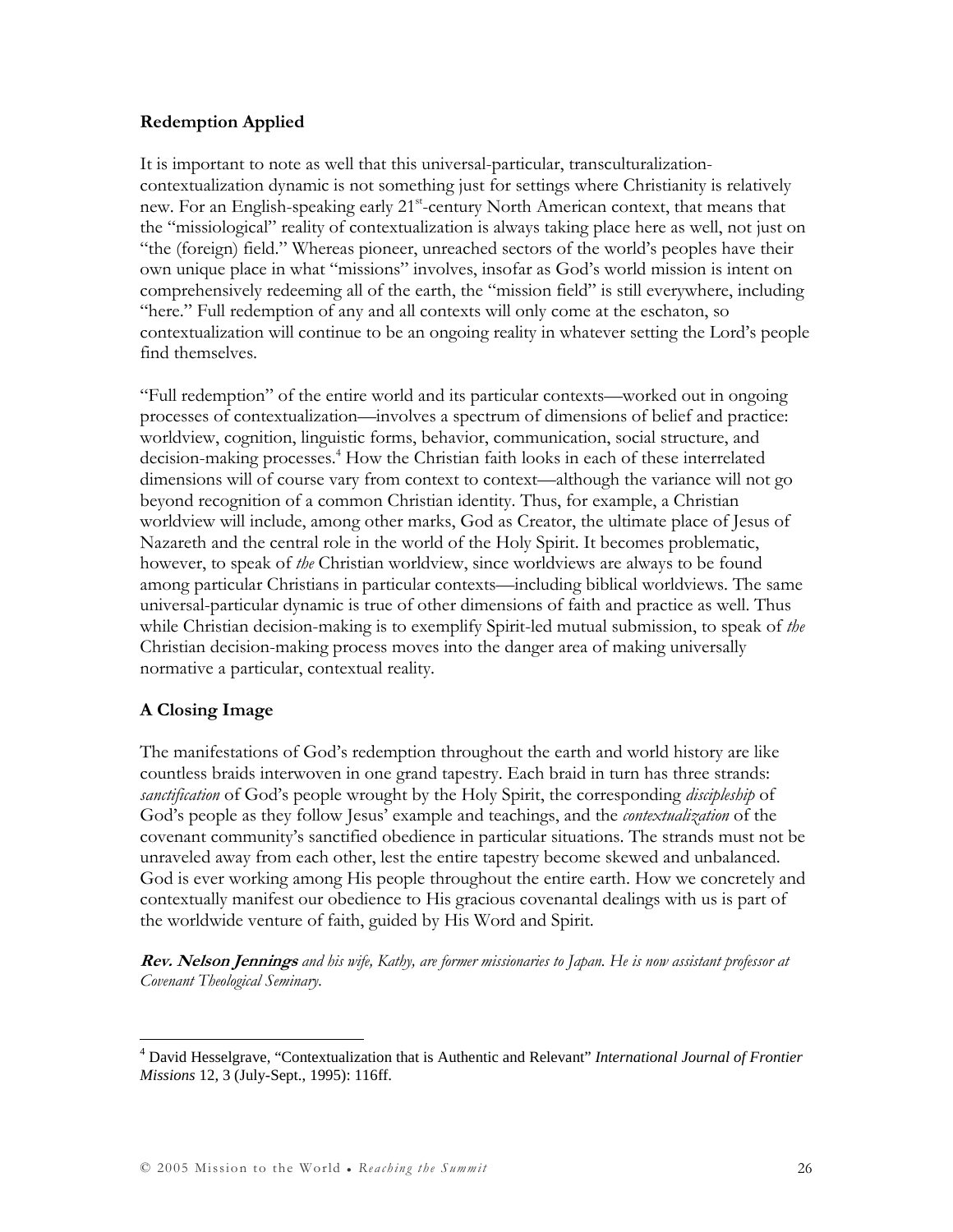### Redemption Applied

It is important to note as well that this universal-particular, transculturalization-contextualization dynamic is not something just for settings where Christianity is relatively new. For an English-speaking early 21st-century North American context, that means that the "missiological" reality of contextualization is always taking place here as well, not just on "the (foreign) field." Whereas pioneer, unreached sectors of the world's peoples have their own unique place in what "missions" involves, insofar as God's world mission is intent on comprehensively redeeming all of the earth, the "mission field" is still everywhere, including "here." Full redemption of any and all contexts will only come at the eschaton, so contextualization will continue to be an ongoing reality in whatever setting the Lord's people find themselves.

"Full redemption" of the entire world and its particular contexts—worked out in ongoing processes of contextualization—involves a spectrum of dimensions of belief and practice: worldview, cognition, linguistic forms, behavior, communication, social structure, and decision-making processes.[4] How the Christian faith looks in each of these interrelated dimensions will of course vary from context to context—although the variance will not go beyond recognition of a common Christian identity. Thus, for example, a Christian worldview will include, among other marks, God as Creator, the ultimate place of Jesus of Nazareth and the central role in the world of the Holy Spirit. It becomes problematic, however, to speak of *the* Christian worldview, since worldviews are always to be found among particular Christians in particular contexts—including biblical worldviews. The same universal-particular dynamic is true of other dimensions of faith and practice as well. Thus while Christian decision-making is to exemplify Spirit-led mutual submission, to speak of *the* Christian decision-making process moves into the danger area of making universally normative a particular, contextual reality.

### A Closing Image

The manifestations of God's redemption throughout the earth and world history are like countless braids interwoven in one grand tapestry. Each braid in turn has three strands: *sanctification* of God's people wrought by the Holy Spirit, the corresponding *discipleship* of God's people as they follow Jesus' example and teachings, and the *contextualization* of the covenant community's sanctified obedience in particular situations. The strands must not be unraveled away from each other, lest the entire tapestry become skewed and unbalanced. God is ever working among His people throughout the entire earth. How we concretely and contextually manifest our obedience to His gracious covenantal dealings with us is part of the worldwide venture of faith, guided by His Word and Spirit.

***Rev. Nelson Jennings** and his wife, Kathy, are former missionaries to Japan. He is now assistant professor at Covenant Theological Seminary.*

---

[4] David Hesselgrave, "Contextualization that is Authentic and Relevant" *International Journal of Frontier Missions* 12, 3 (July-Sept., 1995): 116ff.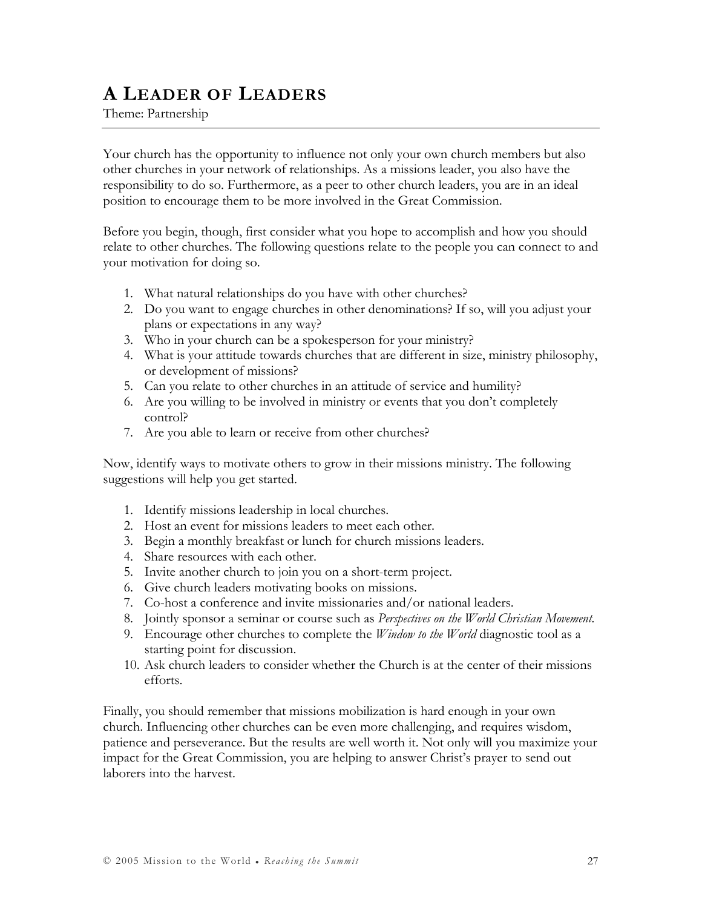# A Leader of Leaders

Theme: Partnership

Your church has the opportunity to influence not only your own church members but also other churches in your network of relationships. As a missions leader, you also have the responsibility to do so. Furthermore, as a peer to other church leaders, you are in an ideal position to encourage them to be more involved in the Great Commission.

Before you begin, though, first consider what you hope to accomplish and how you should relate to other churches. The following questions relate to the people you can connect to and your motivation for doing so.

1. What natural relationships do you have with other churches?
2. Do you want to engage churches in other denominations? If so, will you adjust your plans or expectations in any way?
3. Who in your church can be a spokesperson for your ministry?
4. What is your attitude towards churches that are different in size, ministry philosophy, or development of missions?
5. Can you relate to other churches in an attitude of service and humility?
6. Are you willing to be involved in ministry or events that you don't completely control?
7. Are you able to learn or receive from other churches?

Now, identify ways to motivate others to grow in their missions ministry. The following suggestions will help you get started.

1. Identify missions leadership in local churches.
2. Host an event for missions leaders to meet each other.
3. Begin a monthly breakfast or lunch for church missions leaders.
4. Share resources with each other.
5. Invite another church to join you on a short-term project.
6. Give church leaders motivating books on missions.
7. Co-host a conference and invite missionaries and/or national leaders.
8. Jointly sponsor a seminar or course such as *Perspectives on the World Christian Movement.*
9. Encourage other churches to complete the *Window to the World* diagnostic tool as a starting point for discussion.
10. Ask church leaders to consider whether the Church is at the center of their missions efforts.

Finally, you should remember that missions mobilization is hard enough in your own church. Influencing other churches can be even more challenging, and requires wisdom, patience and perseverance. But the results are well worth it. Not only will you maximize your impact for the Great Commission, you are helping to answer Christ's prayer to send out laborers into the harvest.